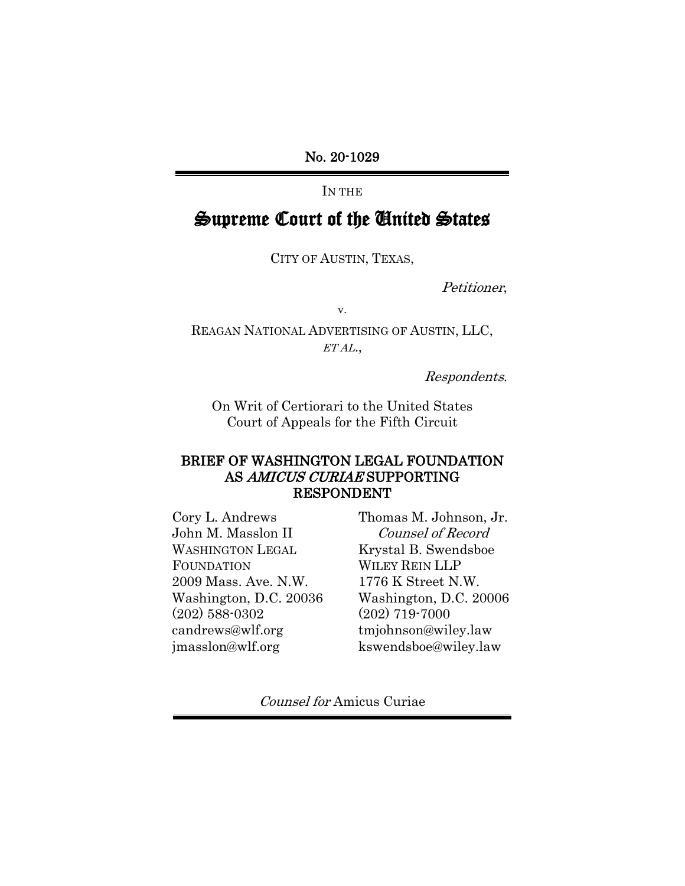**No. 20-1029**

IN THE

# Supreme Court of the United States

CITY OF AUSTIN, TEXAS,

*Petitioner*,

v.

REAGAN NATIONAL ADVERTISING OF AUSTIN, LLC, *ET AL.*,

*Respondents*.

On Writ of Certiorari to the United States Court of Appeals for the Fifth Circuit

**BRIEF OF WASHINGTON LEGAL FOUNDATION AS *AMICUS CURIAE* SUPPORTING RESPONDENT**

Cory L. Andrews
John M. Masslon II
WASHINGTON LEGAL FOUNDATION
2009 Mass. Ave. N.W.
Washington, D.C. 20036
(202) 588-0302
candrews@wlf.org
jmasslon@wlf.org

Thomas M. Johnson, Jr.
*Counsel of Record*
Krystal B. Swendsboe
WILEY REIN LLP
1776 K Street N.W.
Washington, D.C. 20006
(202) 719-7000
tmjohnson@wiley.law
kswendsboe@wiley.law

*Counsel for* Amicus Curiae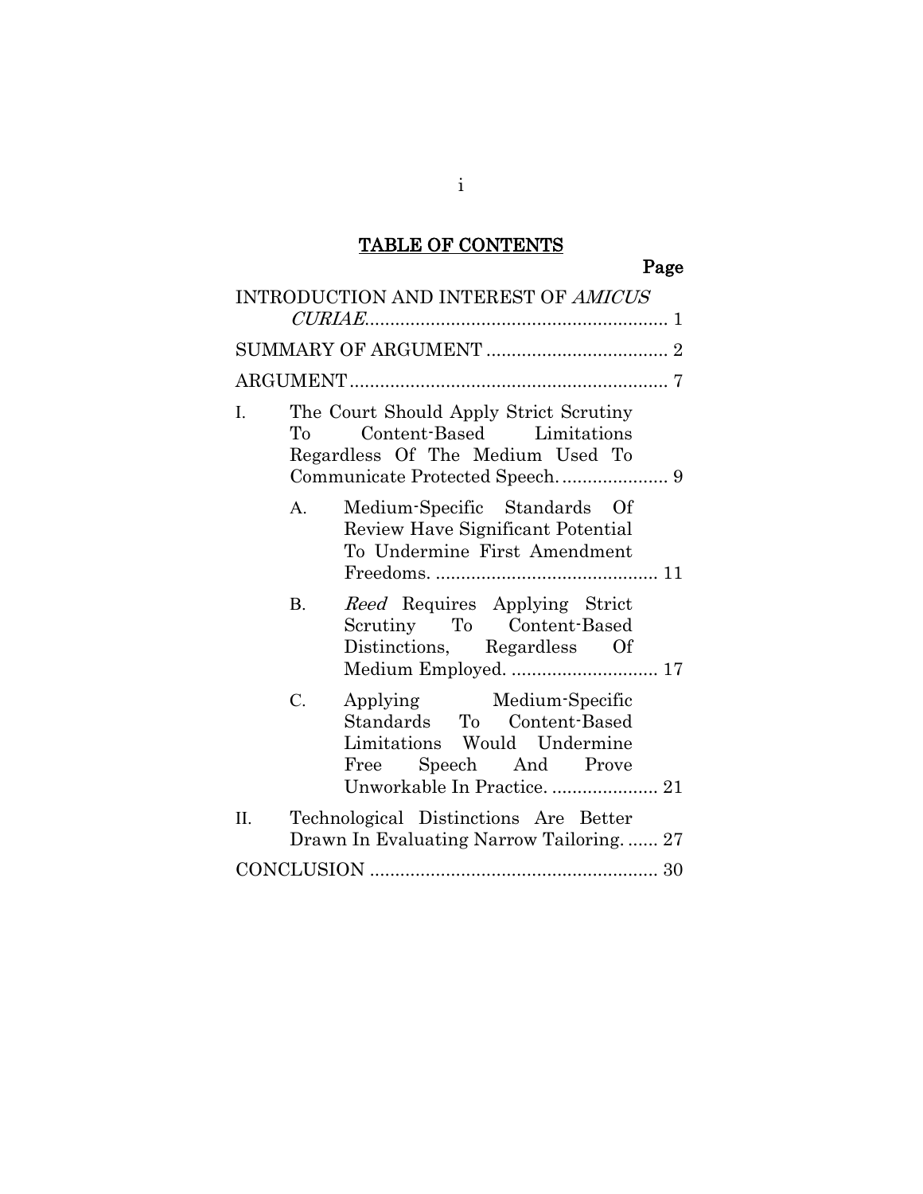# TABLE OF CONTENTS

Page

INTRODUCTION AND INTEREST OF *AMICUS CURIAE*............................................................ 1

SUMMARY OF ARGUMENT .................................... 2

ARGUMENT............................................................... 7

I. The Court Should Apply Strict Scrutiny To Content-Based Limitations Regardless Of The Medium Used To Communicate Protected Speech. ..................... 9

   A. Medium-Specific Standards Of Review Have Significant Potential To Undermine First Amendment Freedoms. ............................................ 11

   B. *Reed* Requires Applying Strict Scrutiny To Content-Based Distinctions, Regardless Of Medium Employed. ............................. 17

   C. Applying Medium-Specific Standards To Content-Based Limitations Would Undermine Free Speech And Prove Unworkable In Practice. ..................... 21

II. Technological Distinctions Are Better Drawn In Evaluating Narrow Tailoring. ...... 27

CONCLUSION ......................................................... 30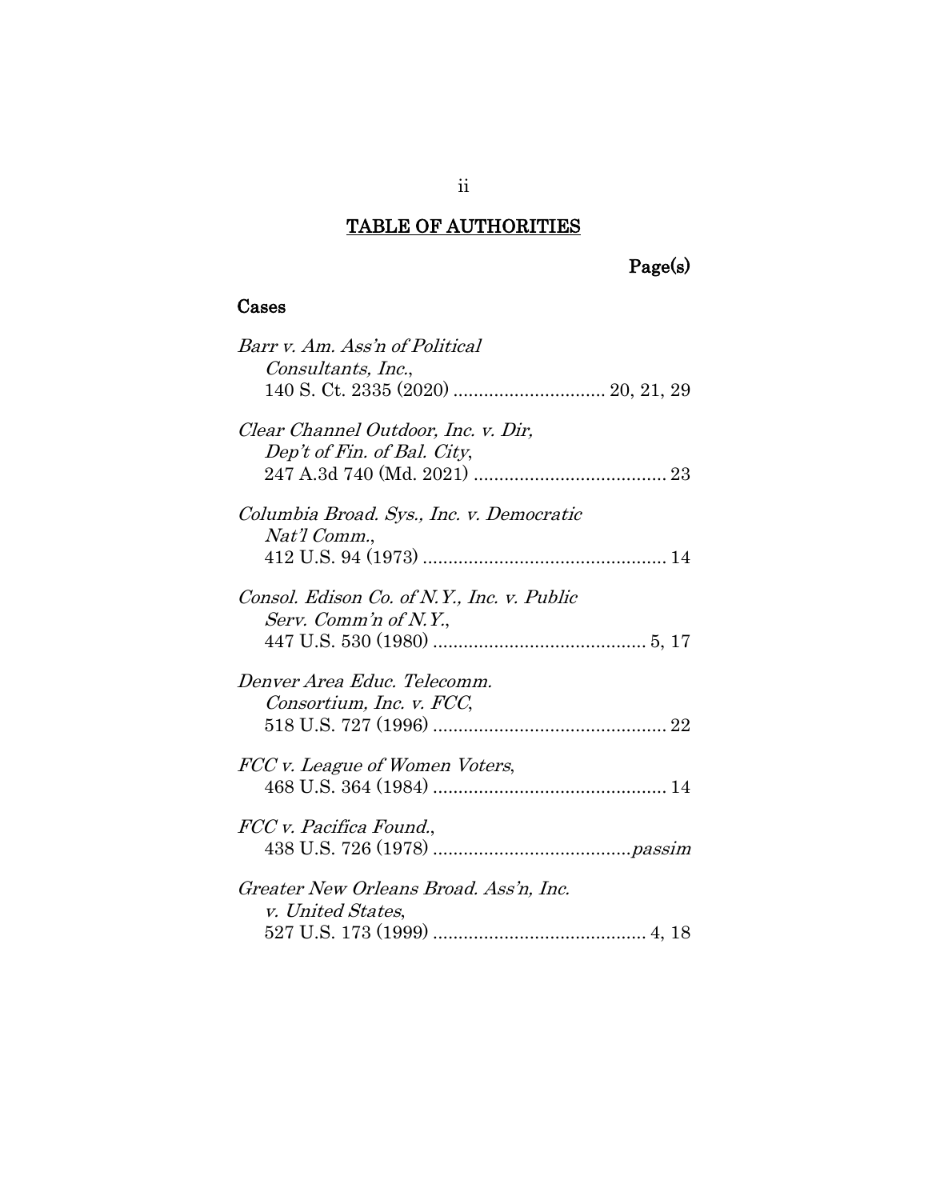# TABLE OF AUTHORITIES

**Page(s)**

## Cases

*Barr v. Am. Ass'n of Political Consultants, Inc.*, 140 S. Ct. 2335 (2020) .............................. 20, 21, 29

*Clear Channel Outdoor, Inc. v. Dir, Dep't of Fin. of Bal. City*, 247 A.3d 740 (Md. 2021) ...................................... 23

*Columbia Broad. Sys., Inc. v. Democratic Nat'l Comm.*, 412 U.S. 94 (1973) ................................................ 14

*Consol. Edison Co. of N.Y., Inc. v. Public Serv. Comm'n of N.Y.*, 447 U.S. 530 (1980) .......................................... 5, 17

*Denver Area Educ. Telecomm. Consortium, Inc. v. FCC*, 518 U.S. 727 (1996) .............................................. 22

*FCC v. League of Women Voters*, 468 U.S. 364 (1984) .............................................. 14

*FCC v. Pacifica Found.*, 438 U.S. 726 (1978) .......................................*passim*

*Greater New Orleans Broad. Ass'n, Inc. v. United States*, 527 U.S. 173 (1999) .......................................... 4, 18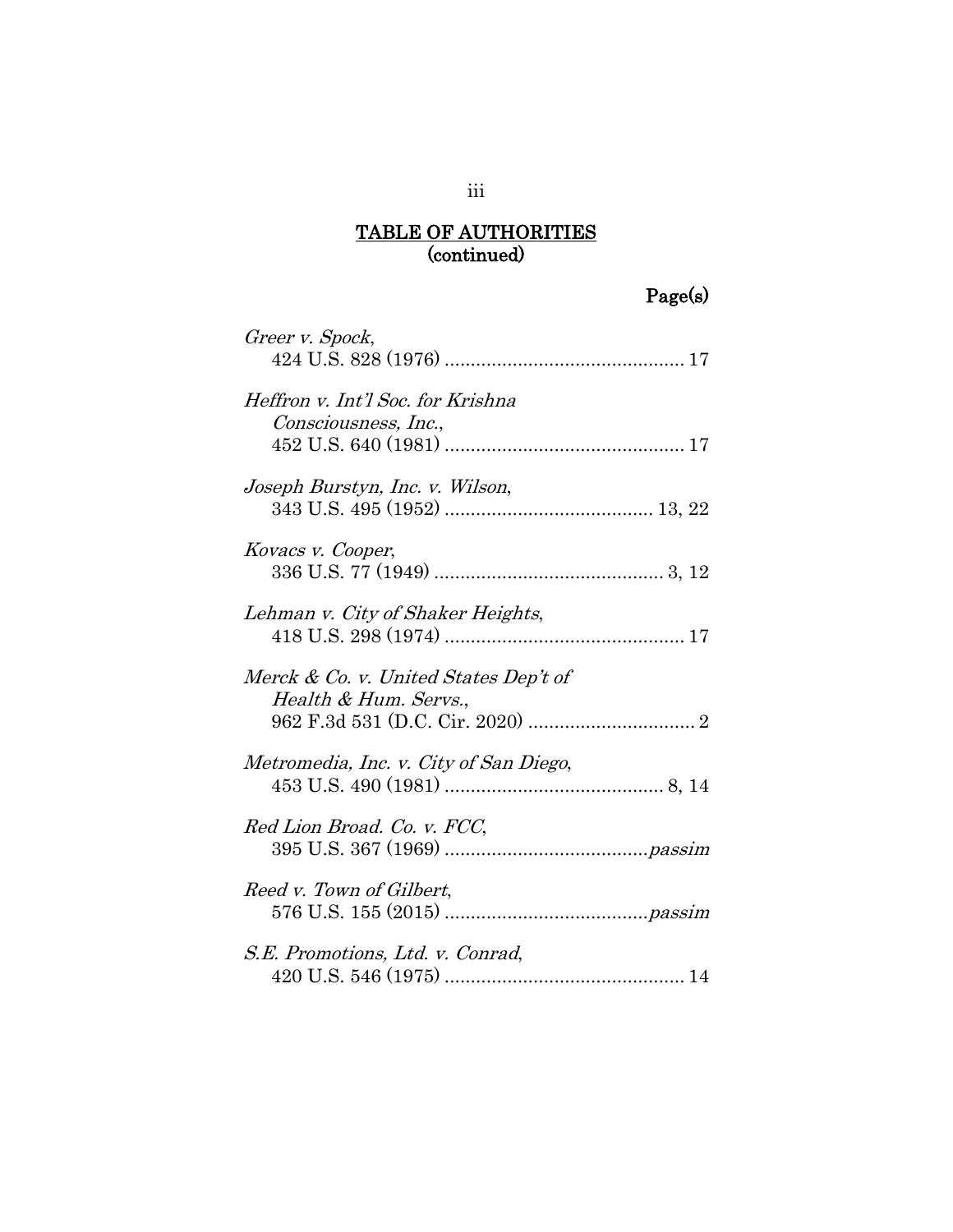## TABLE OF AUTHORITIES
(continued)

Page(s)

*Greer v. Spock*,
424 U.S. 828 (1976) ............................................. 17

*Heffron v. Int'l Soc. for Krishna Consciousness, Inc.*,
452 U.S. 640 (1981) ............................................. 17

*Joseph Burstyn, Inc. v. Wilson*,
343 U.S. 495 (1952) ....................................... 13, 22

*Kovacs v. Cooper*,
336 U.S. 77 (1949) ........................................... 3, 12

*Lehman v. City of Shaker Heights*,
418 U.S. 298 (1974) ............................................. 17

*Merck & Co. v. United States Dep't of Health & Hum. Servs.*,
962 F.3d 531 (D.C. Cir. 2020) ............................... 2

*Metromedia, Inc. v. City of San Diego*,
453 U.S. 490 (1981) ......................................... 8, 14

*Red Lion Broad. Co. v. FCC*,
395 U.S. 367 (1969) ......................................*passim*

*Reed v. Town of Gilbert*,
576 U.S. 155 (2015) ......................................*passim*

*S.E. Promotions, Ltd. v. Conrad*,
420 U.S. 546 (1975) ............................................. 14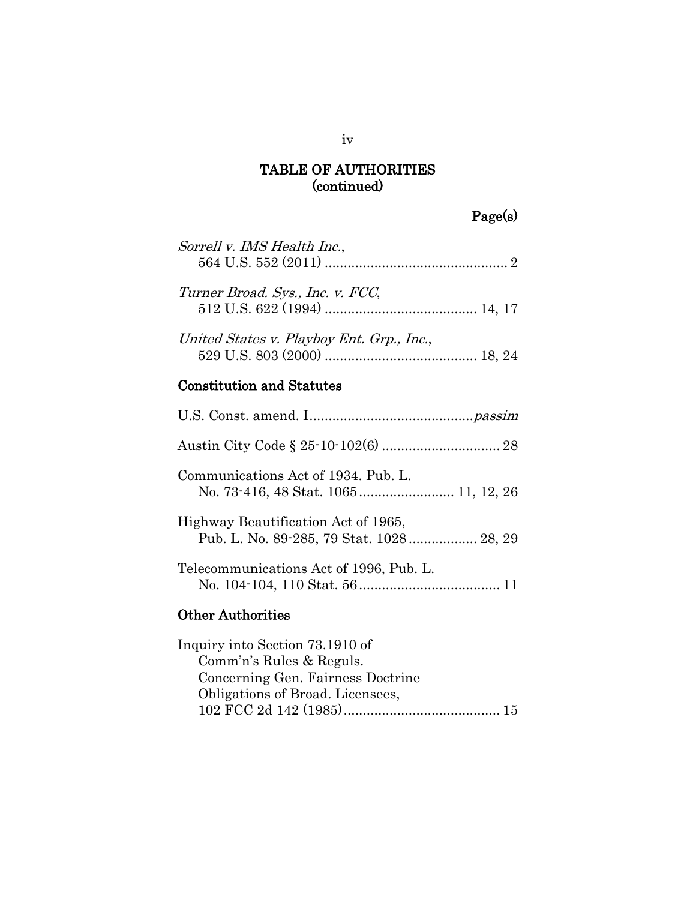## TABLE OF AUTHORITIES (continued)

Page(s)

*Sorrell v. IMS Health Inc.*,
564 U.S. 552 (2011) ................................................ 2

*Turner Broad. Sys., Inc. v. FCC*,
512 U.S. 622 (1994) ........................................ 14, 17

*United States v. Playboy Ent. Grp., Inc.*,
529 U.S. 803 (2000) ........................................ 18, 24

### Constitution and Statutes

U.S. Const. amend. I...........................................*passim*

Austin City Code § 25-10-102(6) ............................... 28

Communications Act of 1934. Pub. L.
No. 73-416, 48 Stat. 1065......................... 11, 12, 26

Highway Beautification Act of 1965,
Pub. L. No. 89-285, 79 Stat. 1028.................. 28, 29

Telecommunications Act of 1996, Pub. L.
No. 104-104, 110 Stat. 56..................................... 11

### Other Authorities

Inquiry into Section 73.1910 of
Comm'n's Rules & Reguls.
Concerning Gen. Fairness Doctrine
Obligations of Broad. Licensees,
102 FCC 2d 142 (1985)......................................... 15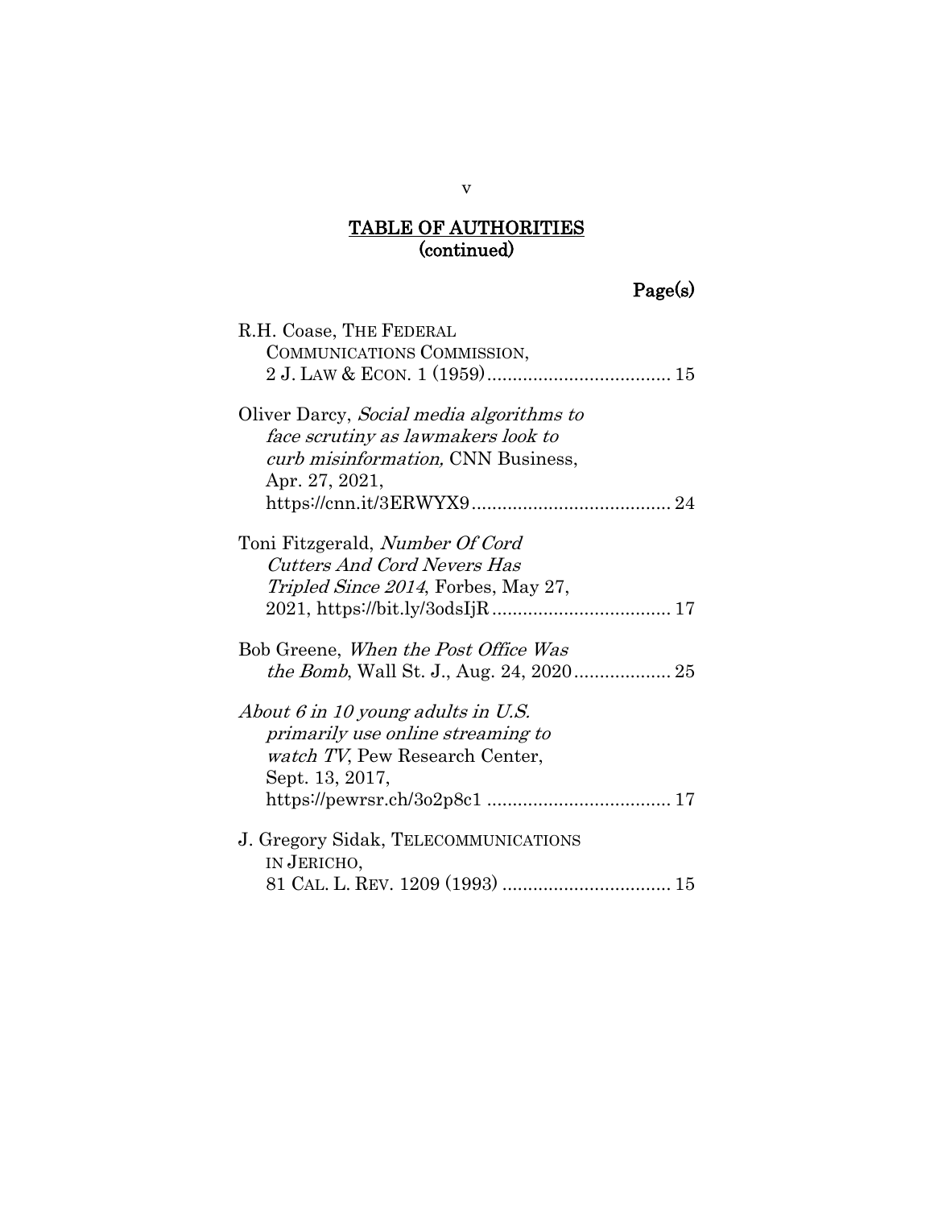## TABLE OF AUTHORITIES
(continued)

Page(s)

R.H. Coase, THE FEDERAL COMMUNICATIONS COMMISSION, 2 J. LAW & ECON. 1 (1959) .................................... 15

Oliver Darcy, *Social media algorithms to face scrutiny as lawmakers look to curb misinformation,* CNN Business, Apr. 27, 2021, https://cnn.it/3ERWYX9 ....................................... 24

Toni Fitzgerald, *Number Of Cord Cutters And Cord Nevers Has Tripled Since 2014*, Forbes, May 27, 2021, https://bit.ly/3odsIjR .................................. 17

Bob Greene, *When the Post Office Was the Bomb*, Wall St. J., Aug. 24, 2020 ................... 25

*About 6 in 10 young adults in U.S. primarily use online streaming to watch TV*, Pew Research Center, Sept. 13, 2017, https://pewrsr.ch/3o2p8c1 .................................... 17

J. Gregory Sidak, TELECOMMUNICATIONS IN JERICHO, 81 CAL. L. REV. 1209 (1993) ................................. 15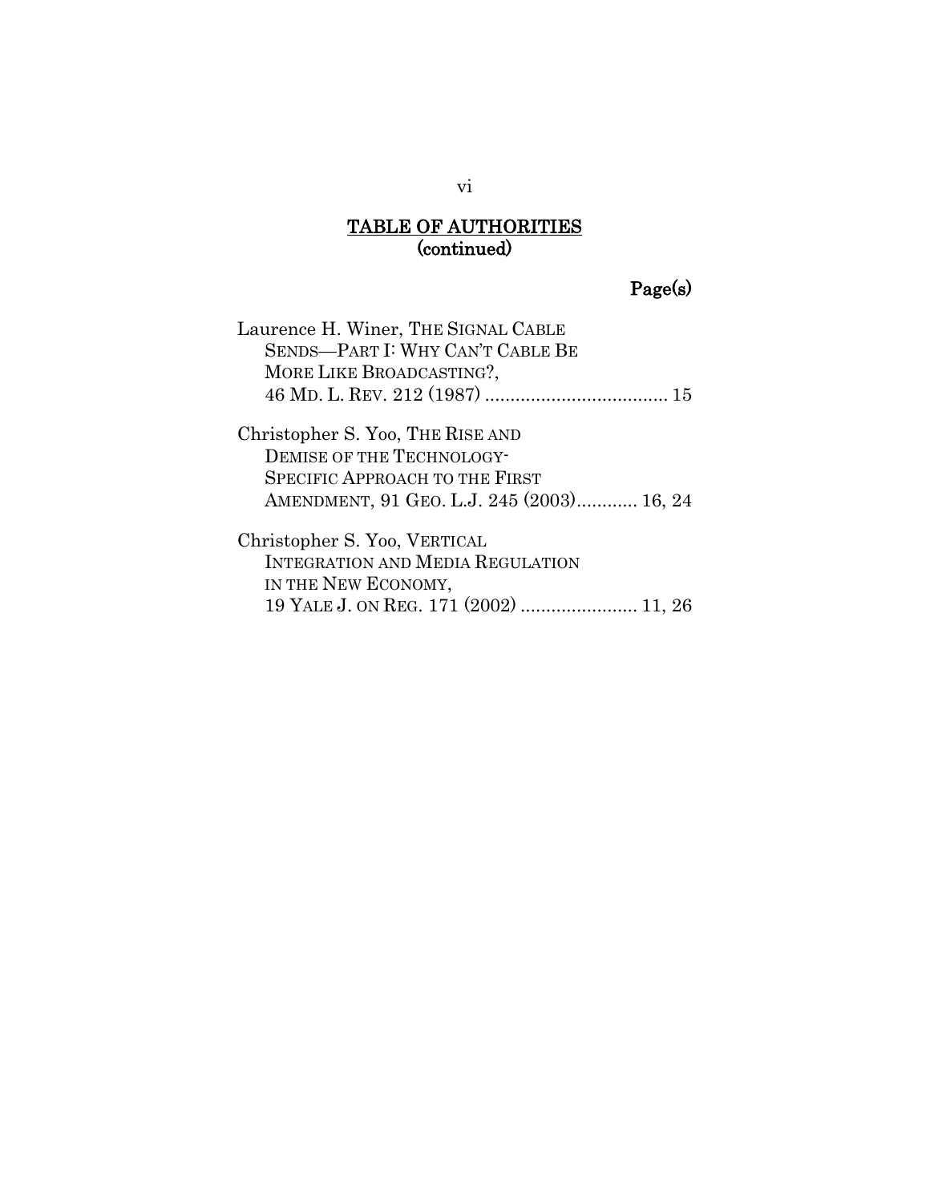## TABLE OF AUTHORITIES
## (continued)

**Page(s)**

Laurence H. Winer, THE SIGNAL CABLE SENDS—PART I: WHY CAN'T CABLE BE MORE LIKE BROADCASTING?, 46 MD. L. REV. 212 (1987) .................................... 15

Christopher S. Yoo, THE RISE AND DEMISE OF THE TECHNOLOGY-SPECIFIC APPROACH TO THE FIRST AMENDMENT, 91 GEO. L.J. 245 (2003)............ 16, 24

Christopher S. Yoo, VERTICAL INTEGRATION AND MEDIA REGULATION IN THE NEW ECONOMY, 19 YALE J. ON REG. 171 (2002) ....................... 11, 26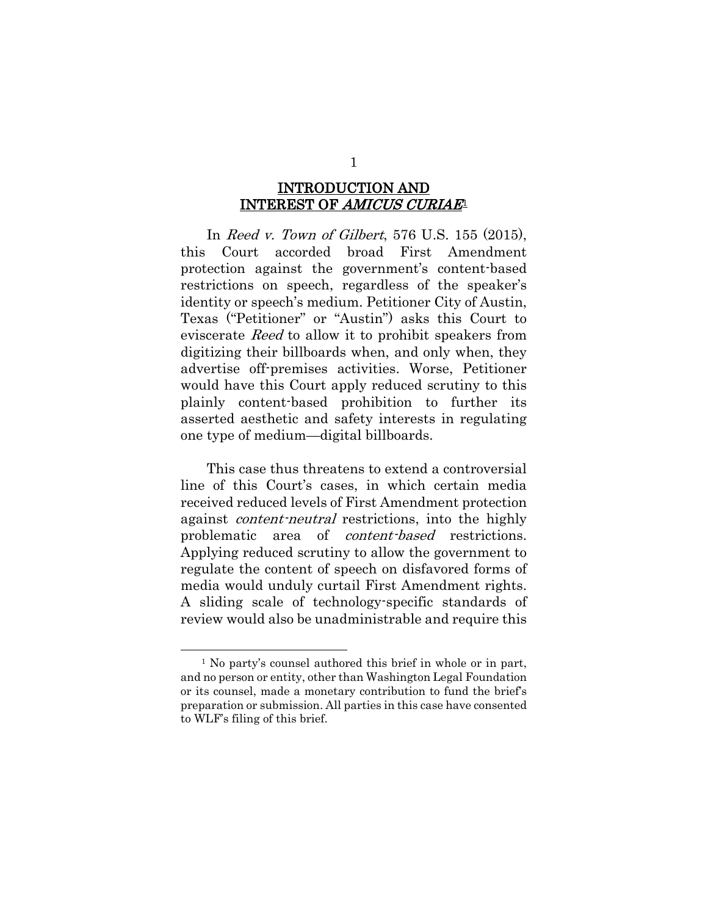## INTRODUCTION AND INTEREST OF *AMICUS CURIAE*[1]

In *Reed v. Town of Gilbert*, 576 U.S. 155 (2015), this Court accorded broad First Amendment protection against the government's content-based restrictions on speech, regardless of the speaker's identity or speech's medium. Petitioner City of Austin, Texas ("Petitioner" or "Austin") asks this Court to eviscerate *Reed* to allow it to prohibit speakers from digitizing their billboards when, and only when, they advertise off-premises activities. Worse, Petitioner would have this Court apply reduced scrutiny to this plainly content-based prohibition to further its asserted aesthetic and safety interests in regulating one type of medium—digital billboards.

This case thus threatens to extend a controversial line of this Court's cases, in which certain media received reduced levels of First Amendment protection against *content-neutral* restrictions, into the highly problematic area of *content-based* restrictions. Applying reduced scrutiny to allow the government to regulate the content of speech on disfavored forms of media would unduly curtail First Amendment rights. A sliding scale of technology-specific standards of review would also be unadministrable and require this

[1] No party's counsel authored this brief in whole or in part, and no person or entity, other than Washington Legal Foundation or its counsel, made a monetary contribution to fund the brief's preparation or submission. All parties in this case have consented to WLF's filing of this brief.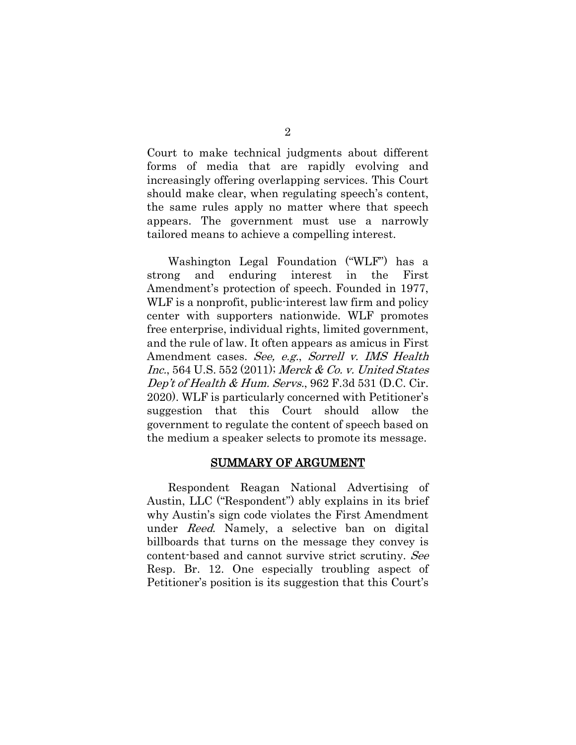Court to make technical judgments about different forms of media that are rapidly evolving and increasingly offering overlapping services. This Court should make clear, when regulating speech's content, the same rules apply no matter where that speech appears. The government must use a narrowly tailored means to achieve a compelling interest.

Washington Legal Foundation ("WLF") has a strong and enduring interest in the First Amendment's protection of speech. Founded in 1977, WLF is a nonprofit, public-interest law firm and policy center with supporters nationwide. WLF promotes free enterprise, individual rights, limited government, and the rule of law. It often appears as amicus in First Amendment cases. *See, e.g.*, *Sorrell v. IMS Health Inc.*, 564 U.S. 552 (2011); *Merck & Co. v. United States Dep't of Health & Hum. Servs.*, 962 F.3d 531 (D.C. Cir. 2020). WLF is particularly concerned with Petitioner's suggestion that this Court should allow the government to regulate the content of speech based on the medium a speaker selects to promote its message.

## SUMMARY OF ARGUMENT

Respondent Reagan National Advertising of Austin, LLC ("Respondent") ably explains in its brief why Austin's sign code violates the First Amendment under *Reed*. Namely, a selective ban on digital billboards that turns on the message they convey is content-based and cannot survive strict scrutiny. *See* Resp. Br. 12. One especially troubling aspect of Petitioner's position is its suggestion that this Court's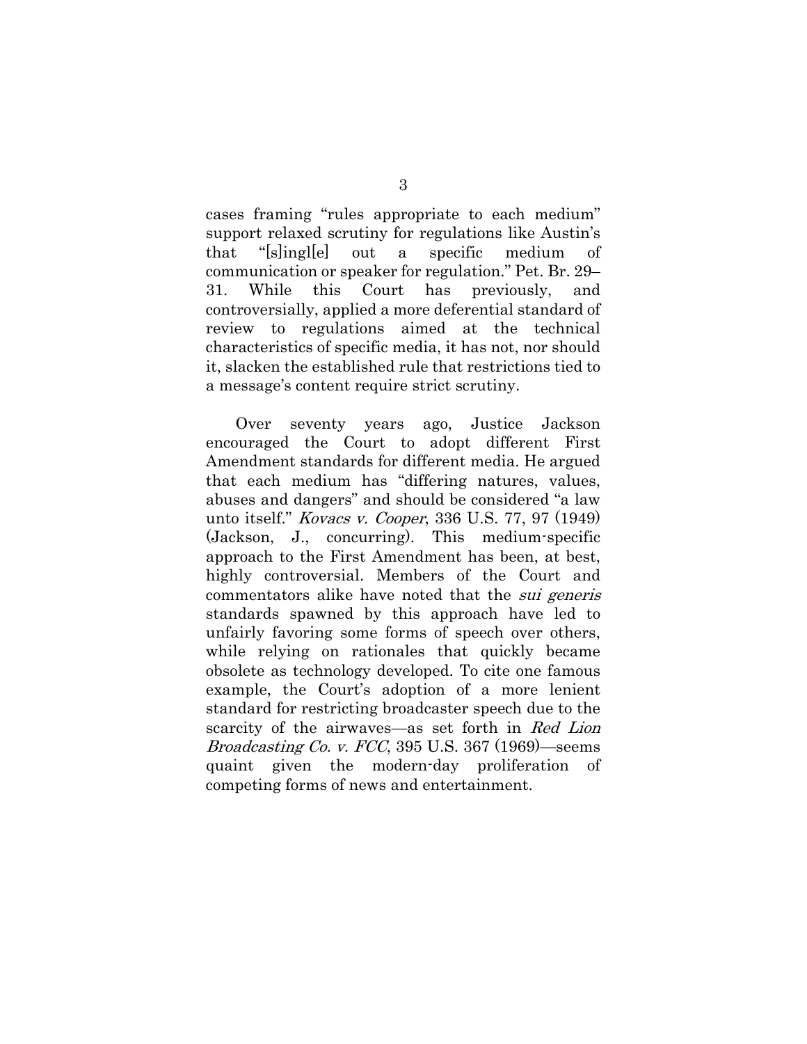cases framing "rules appropriate to each medium" support relaxed scrutiny for regulations like Austin's that "[s]ingl[e] out a specific medium of communication or speaker for regulation." Pet. Br. 29–31. While this Court has previously, and controversially, applied a more deferential standard of review to regulations aimed at the technical characteristics of specific media, it has not, nor should it, slacken the established rule that restrictions tied to a message's content require strict scrutiny.

Over seventy years ago, Justice Jackson encouraged the Court to adopt different First Amendment standards for different media. He argued that each medium has "differing natures, values, abuses and dangers" and should be considered "a law unto itself." *Kovacs v. Cooper*, 336 U.S. 77, 97 (1949) (Jackson, J., concurring). This medium-specific approach to the First Amendment has been, at best, highly controversial. Members of the Court and commentators alike have noted that the *sui generis* standards spawned by this approach have led to unfairly favoring some forms of speech over others, while relying on rationales that quickly became obsolete as technology developed. To cite one famous example, the Court's adoption of a more lenient standard for restricting broadcaster speech due to the scarcity of the airwaves—as set forth in *Red Lion Broadcasting Co. v. FCC*, 395 U.S. 367 (1969)—seems quaint given the modern-day proliferation of competing forms of news and entertainment.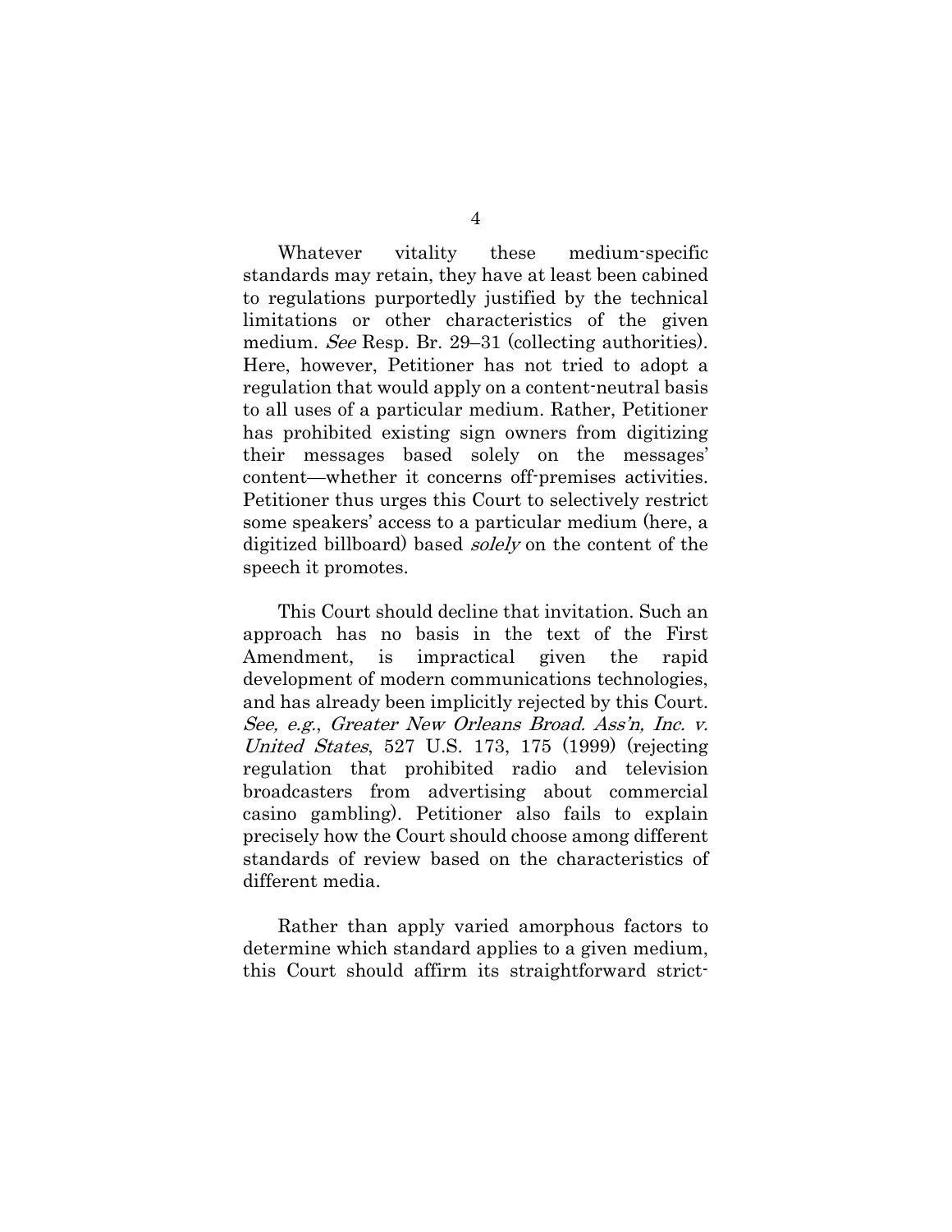Whatever vitality these medium-specific standards may retain, they have at least been cabined to regulations purportedly justified by the technical limitations or other characteristics of the given medium. *See* Resp. Br. 29–31 (collecting authorities). Here, however, Petitioner has not tried to adopt a regulation that would apply on a content-neutral basis to all uses of a particular medium. Rather, Petitioner has prohibited existing sign owners from digitizing their messages based solely on the messages' content—whether it concerns off-premises activities. Petitioner thus urges this Court to selectively restrict some speakers' access to a particular medium (here, a digitized billboard) based *solely* on the content of the speech it promotes.

This Court should decline that invitation. Such an approach has no basis in the text of the First Amendment, is impractical given the rapid development of modern communications technologies, and has already been implicitly rejected by this Court. *See, e.g.*, *Greater New Orleans Broad. Ass'n, Inc. v. United States*, 527 U.S. 173, 175 (1999) (rejecting regulation that prohibited radio and television broadcasters from advertising about commercial casino gambling). Petitioner also fails to explain precisely how the Court should choose among different standards of review based on the characteristics of different media.

Rather than apply varied amorphous factors to determine which standard applies to a given medium, this Court should affirm its straightforward strict-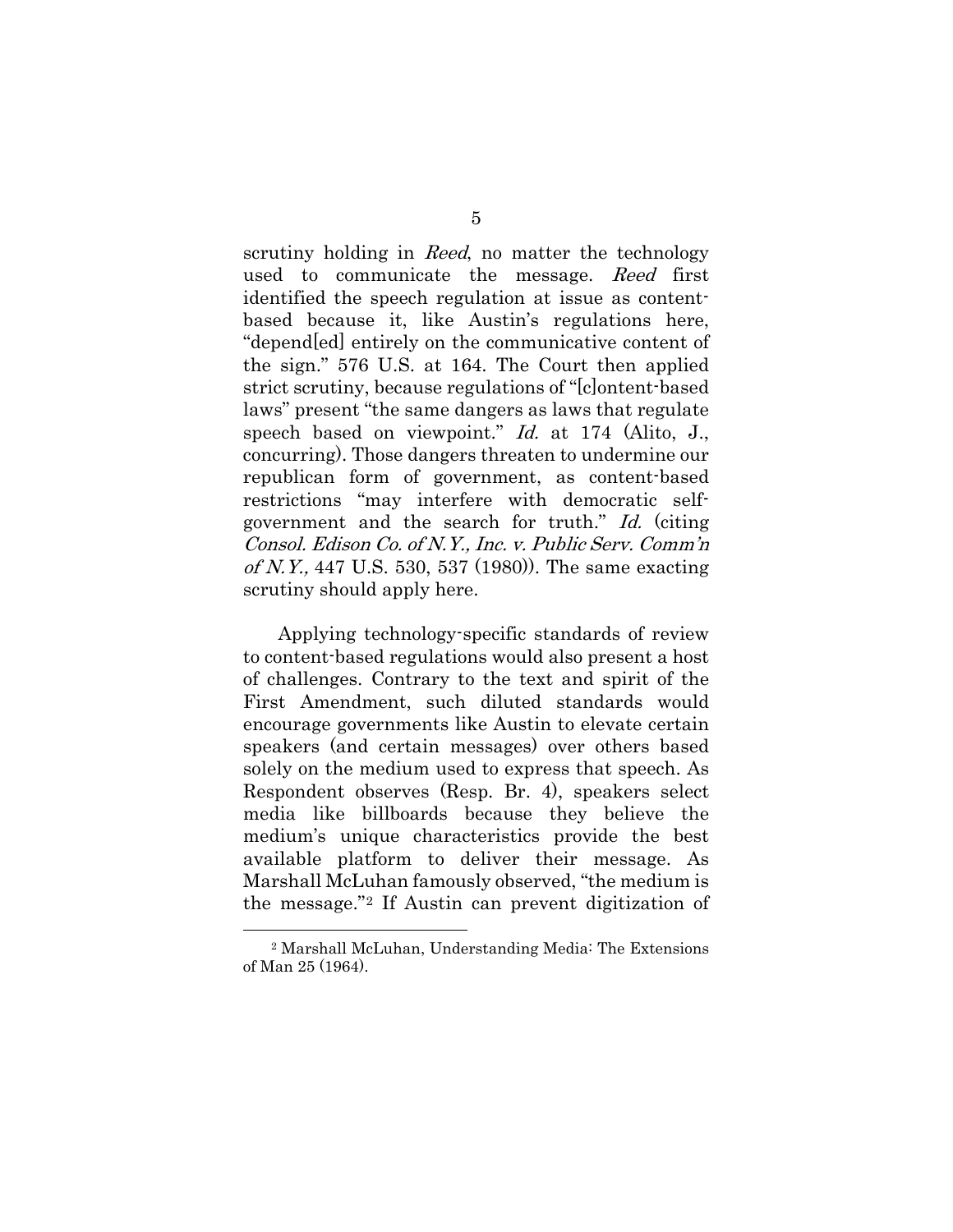scrutiny holding in *Reed*, no matter the technology used to communicate the message. *Reed* first identified the speech regulation at issue as content-based because it, like Austin's regulations here, "depend[ed] entirely on the communicative content of the sign." 576 U.S. at 164. The Court then applied strict scrutiny, because regulations of "[c]ontent-based laws" present "the same dangers as laws that regulate speech based on viewpoint." *Id.* at 174 (Alito, J., concurring). Those dangers threaten to undermine our republican form of government, as content-based restrictions "may interfere with democratic self-government and the search for truth." *Id.* (citing *Consol. Edison Co. of N.Y., Inc. v. Public Serv. Comm'n of N.Y.,* 447 U.S. 530, 537 (1980)). The same exacting scrutiny should apply here.

Applying technology-specific standards of review to content-based regulations would also present a host of challenges. Contrary to the text and spirit of the First Amendment, such diluted standards would encourage governments like Austin to elevate certain speakers (and certain messages) over others based solely on the medium used to express that speech. As Respondent observes (Resp. Br. 4), speakers select media like billboards because they believe the medium's unique characteristics provide the best available platform to deliver their message. As Marshall McLuhan famously observed, "the medium is the message."[2] If Austin can prevent digitization of

---

[2] Marshall McLuhan, Understanding Media: The Extensions of Man 25 (1964).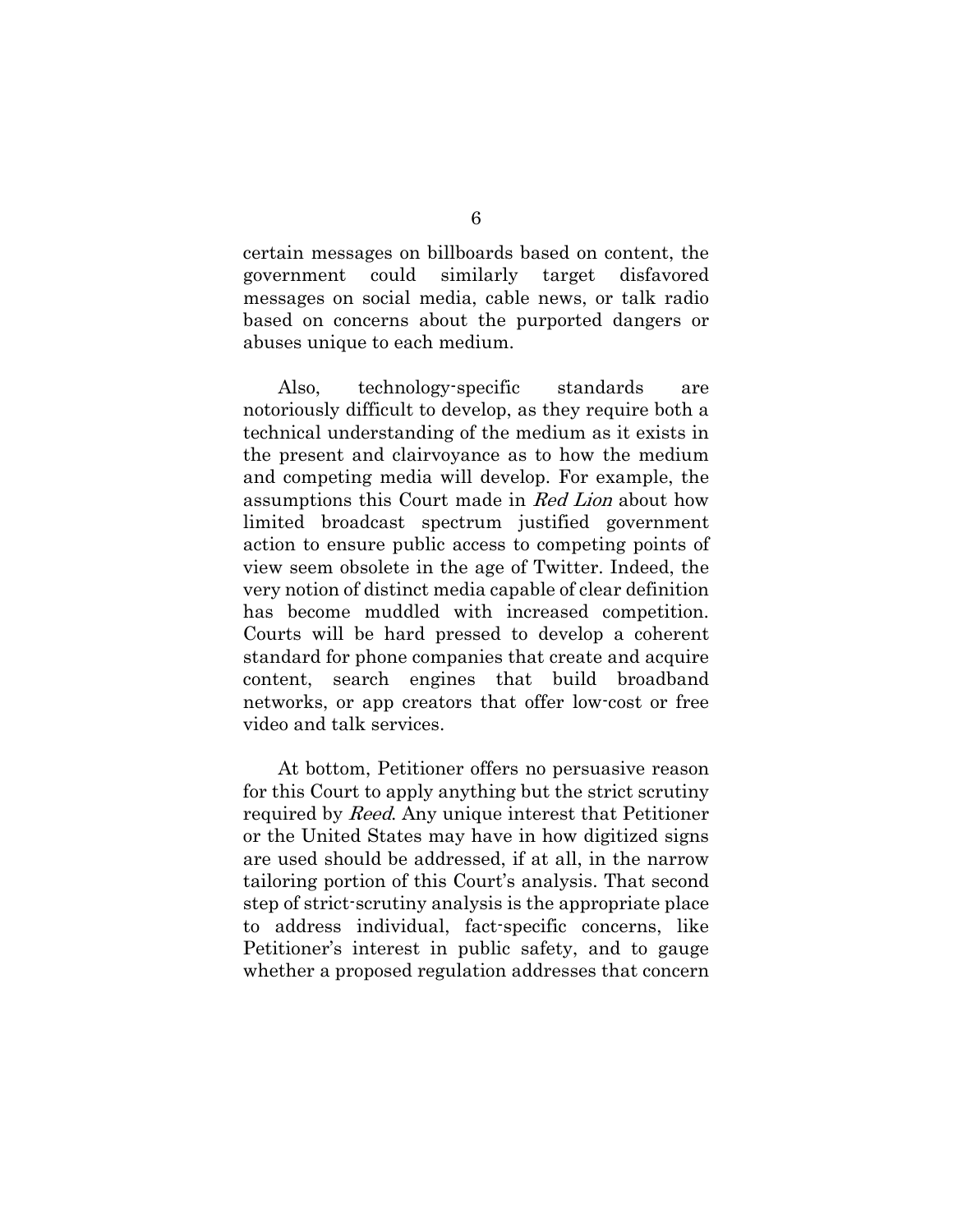certain messages on billboards based on content, the government could similarly target disfavored messages on social media, cable news, or talk radio based on concerns about the purported dangers or abuses unique to each medium.

Also, technology-specific standards are notoriously difficult to develop, as they require both a technical understanding of the medium as it exists in the present and clairvoyance as to how the medium and competing media will develop. For example, the assumptions this Court made in *Red Lion* about how limited broadcast spectrum justified government action to ensure public access to competing points of view seem obsolete in the age of Twitter. Indeed, the very notion of distinct media capable of clear definition has become muddled with increased competition. Courts will be hard pressed to develop a coherent standard for phone companies that create and acquire content, search engines that build broadband networks, or app creators that offer low-cost or free video and talk services.

At bottom, Petitioner offers no persuasive reason for this Court to apply anything but the strict scrutiny required by *Reed*. Any unique interest that Petitioner or the United States may have in how digitized signs are used should be addressed, if at all, in the narrow tailoring portion of this Court's analysis. That second step of strict-scrutiny analysis is the appropriate place to address individual, fact-specific concerns, like Petitioner's interest in public safety, and to gauge whether a proposed regulation addresses that concern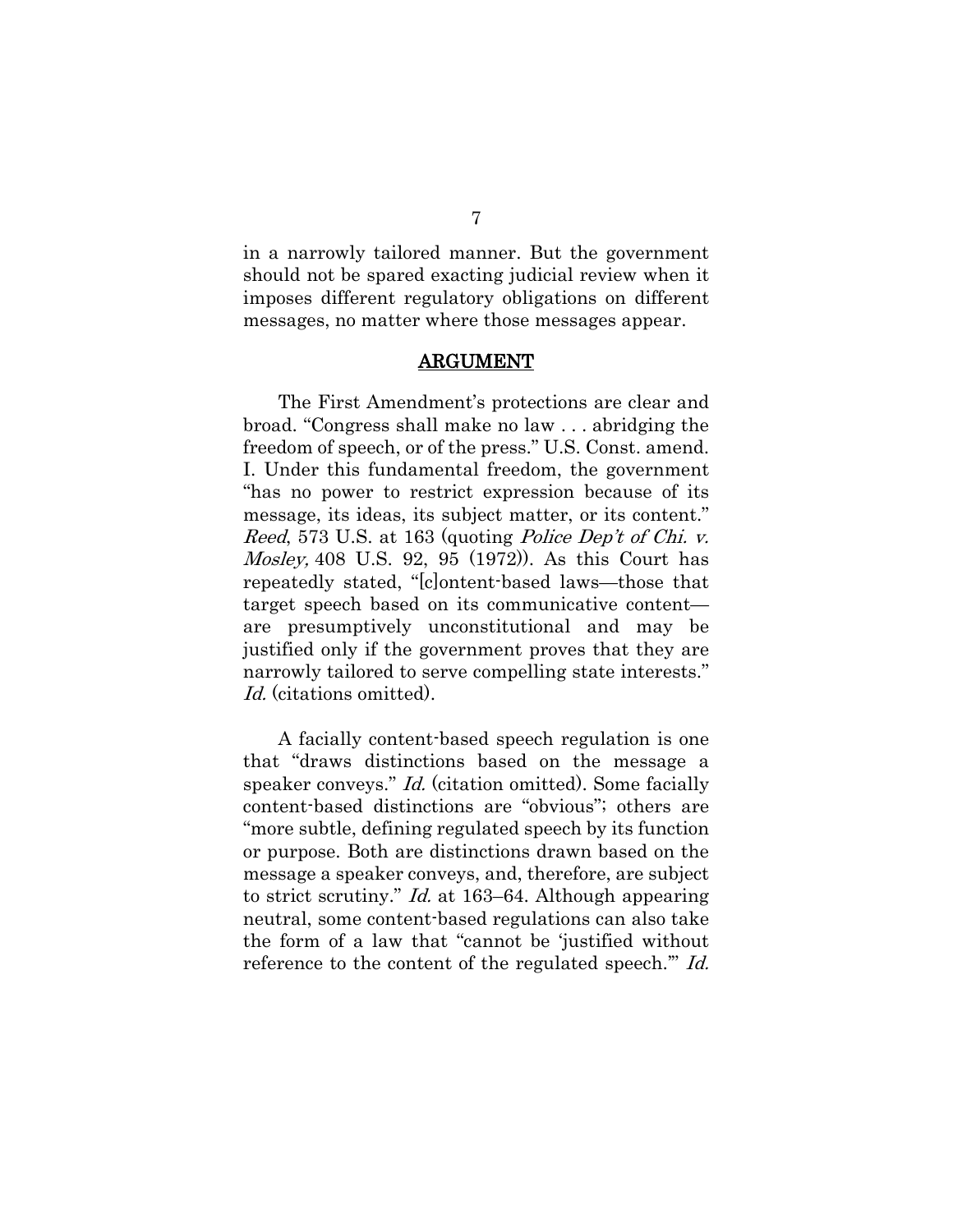in a narrowly tailored manner. But the government should not be spared exacting judicial review when it imposes different regulatory obligations on different messages, no matter where those messages appear.

## ARGUMENT

The First Amendment's protections are clear and broad. "Congress shall make no law . . . abridging the freedom of speech, or of the press." U.S. Const. amend. I. Under this fundamental freedom, the government "has no power to restrict expression because of its message, its ideas, its subject matter, or its content." *Reed*, 573 U.S. at 163 (quoting *Police Dep't of Chi. v. Mosley,* 408 U.S. 92, 95 (1972)). As this Court has repeatedly stated, "[c]ontent-based laws—those that target speech based on its communicative content—are presumptively unconstitutional and may be justified only if the government proves that they are narrowly tailored to serve compelling state interests." *Id.* (citations omitted).

A facially content-based speech regulation is one that "draws distinctions based on the message a speaker conveys." *Id.* (citation omitted). Some facially content-based distinctions are "obvious"; others are "more subtle, defining regulated speech by its function or purpose. Both are distinctions drawn based on the message a speaker conveys, and, therefore, are subject to strict scrutiny." *Id.* at 163–64. Although appearing neutral, some content-based regulations can also take the form of a law that "cannot be 'justified without reference to the content of the regulated speech.'" *Id.*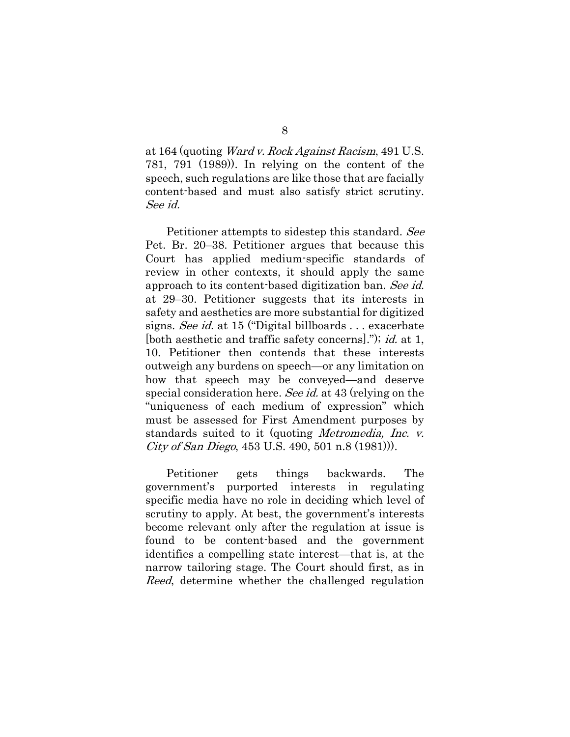at 164 (quoting *Ward v. Rock Against Racism*, 491 U.S. 781, 791 (1989)). In relying on the content of the speech, such regulations are like those that are facially content-based and must also satisfy strict scrutiny. *See id.*

Petitioner attempts to sidestep this standard. *See* Pet. Br. 20–38. Petitioner argues that because this Court has applied medium-specific standards of review in other contexts, it should apply the same approach to its content-based digitization ban. *See id.* at 29–30. Petitioner suggests that its interests in safety and aesthetics are more substantial for digitized signs. *See id.* at 15 ("Digital billboards . . . exacerbate [both aesthetic and traffic safety concerns]."); *id.* at 1, 10. Petitioner then contends that these interests outweigh any burdens on speech—or any limitation on how that speech may be conveyed—and deserve special consideration here. *See id.* at 43 (relying on the "uniqueness of each medium of expression" which must be assessed for First Amendment purposes by standards suited to it (quoting *Metromedia, Inc. v. City of San Diego*, 453 U.S. 490, 501 n.8 (1981))).

Petitioner gets things backwards. The government's purported interests in regulating specific media have no role in deciding which level of scrutiny to apply. At best, the government's interests become relevant only after the regulation at issue is found to be content-based and the government identifies a compelling state interest—that is, at the narrow tailoring stage. The Court should first, as in *Reed*, determine whether the challenged regulation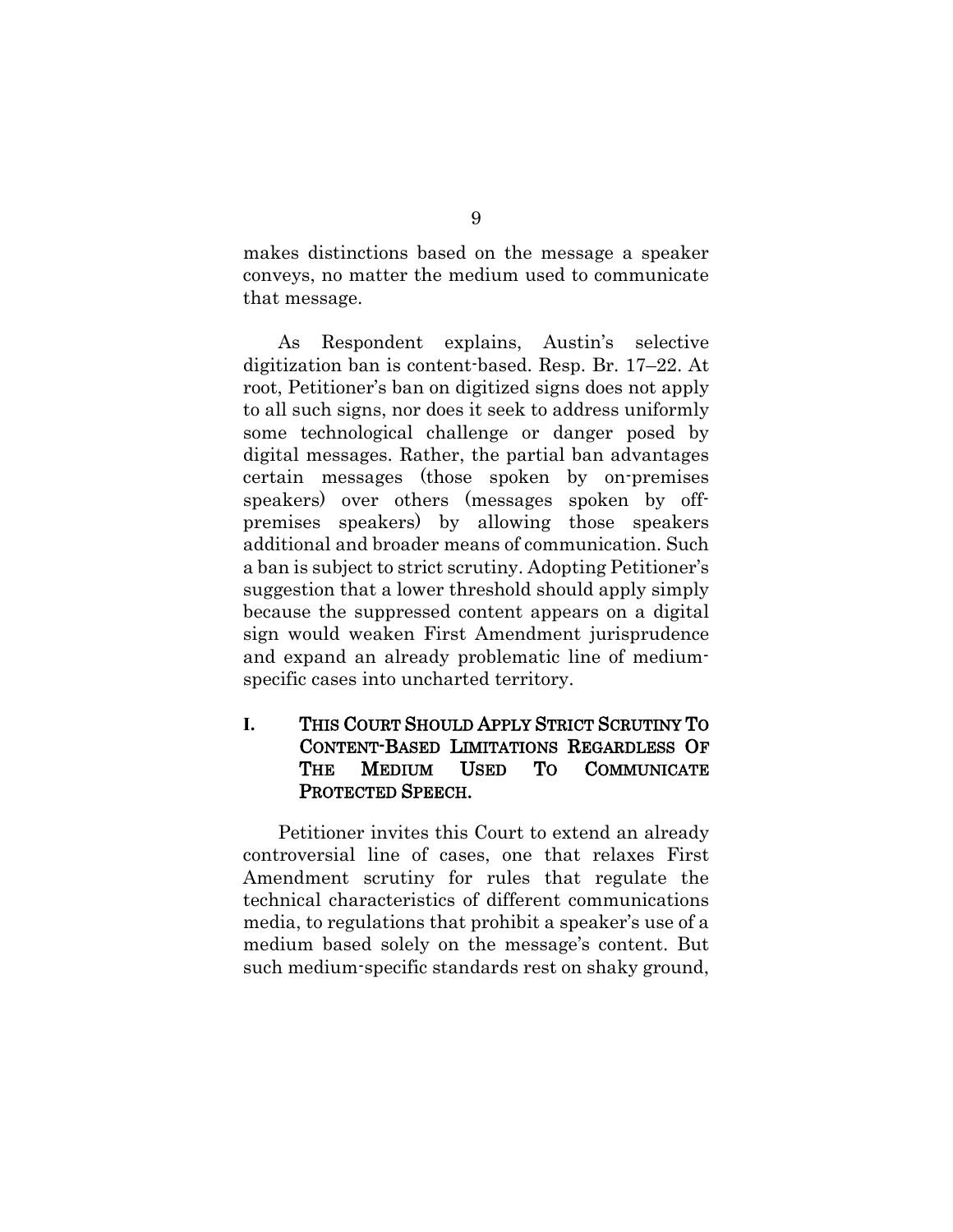makes distinctions based on the message a speaker conveys, no matter the medium used to communicate that message.

As Respondent explains, Austin's selective digitization ban is content-based. Resp. Br. 17–22. At root, Petitioner's ban on digitized signs does not apply to all such signs, nor does it seek to address uniformly some technological challenge or danger posed by digital messages. Rather, the partial ban advantages certain messages (those spoken by on-premises speakers) over others (messages spoken by off-premises speakers) by allowing those speakers additional and broader means of communication. Such a ban is subject to strict scrutiny. Adopting Petitioner's suggestion that a lower threshold should apply simply because the suppressed content appears on a digital sign would weaken First Amendment jurisprudence and expand an already problematic line of medium-specific cases into uncharted territory.

## I. THIS COURT SHOULD APPLY STRICT SCRUTINY TO CONTENT-BASED LIMITATIONS REGARDLESS OF THE MEDIUM USED TO COMMUNICATE PROTECTED SPEECH.

Petitioner invites this Court to extend an already controversial line of cases, one that relaxes First Amendment scrutiny for rules that regulate the technical characteristics of different communications media, to regulations that prohibit a speaker's use of a medium based solely on the message's content. But such medium-specific standards rest on shaky ground,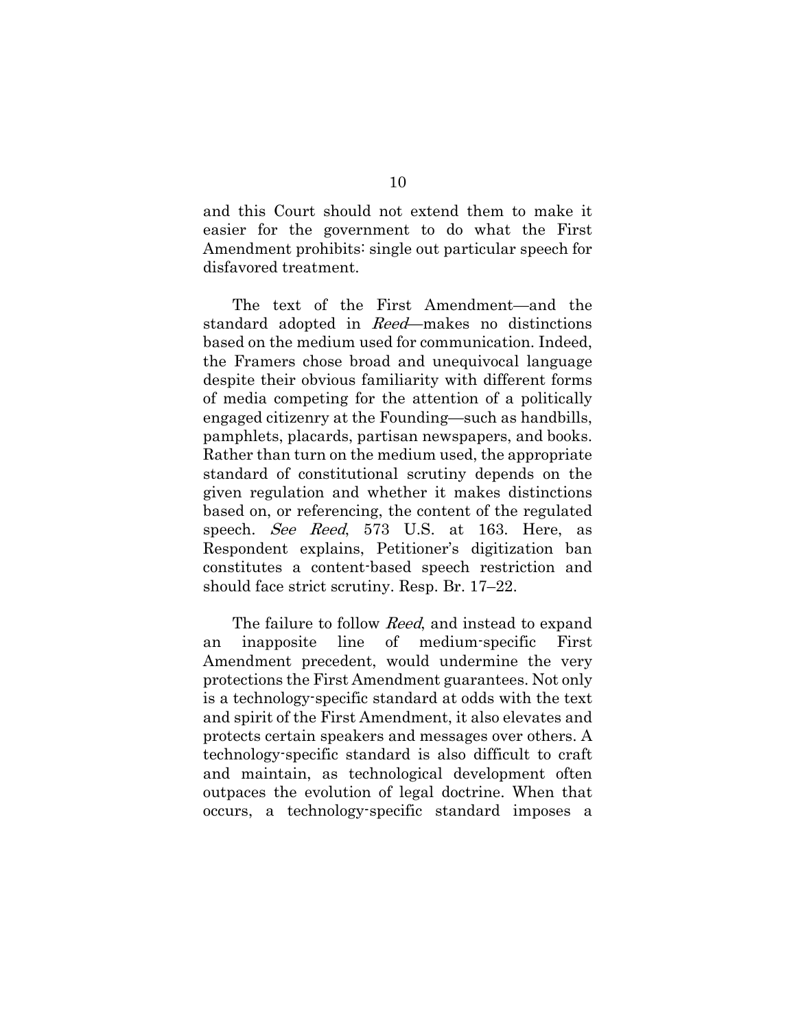and this Court should not extend them to make it easier for the government to do what the First Amendment prohibits: single out particular speech for disfavored treatment.

The text of the First Amendment—and the standard adopted in *Reed*—makes no distinctions based on the medium used for communication. Indeed, the Framers chose broad and unequivocal language despite their obvious familiarity with different forms of media competing for the attention of a politically engaged citizenry at the Founding—such as handbills, pamphlets, placards, partisan newspapers, and books. Rather than turn on the medium used, the appropriate standard of constitutional scrutiny depends on the given regulation and whether it makes distinctions based on, or referencing, the content of the regulated speech. *See Reed*, 573 U.S. at 163. Here, as Respondent explains, Petitioner's digitization ban constitutes a content-based speech restriction and should face strict scrutiny. Resp. Br. 17–22.

The failure to follow *Reed*, and instead to expand an inapposite line of medium-specific First Amendment precedent, would undermine the very protections the First Amendment guarantees. Not only is a technology-specific standard at odds with the text and spirit of the First Amendment, it also elevates and protects certain speakers and messages over others. A technology-specific standard is also difficult to craft and maintain, as technological development often outpaces the evolution of legal doctrine. When that occurs, a technology-specific standard imposes a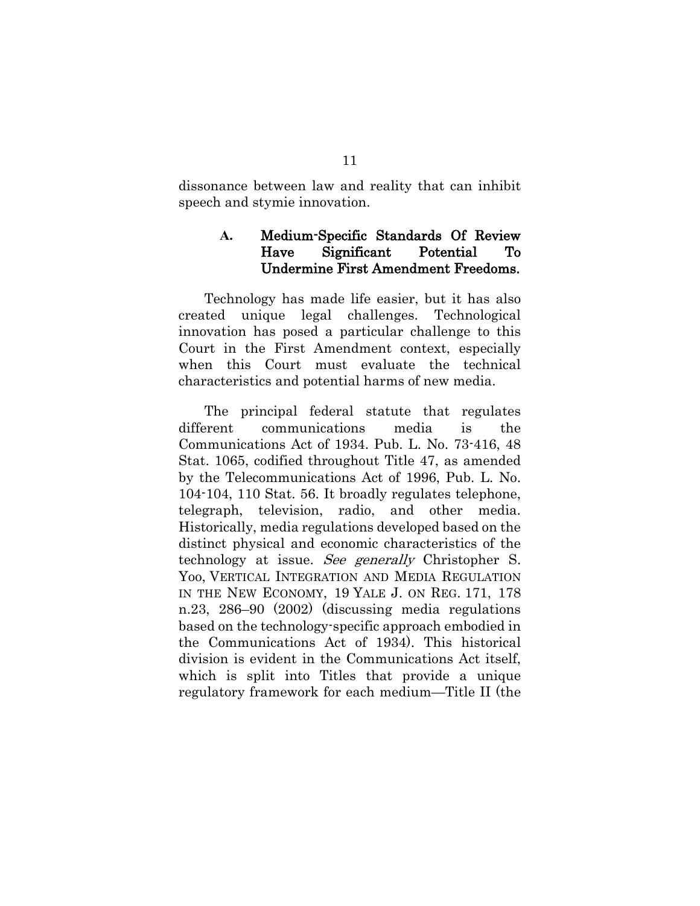dissonance between law and reality that can inhibit speech and stymie innovation.

### A. Medium-Specific Standards Of Review Have Significant Potential To Undermine First Amendment Freedoms.

Technology has made life easier, but it has also created unique legal challenges. Technological innovation has posed a particular challenge to this Court in the First Amendment context, especially when this Court must evaluate the technical characteristics and potential harms of new media.

The principal federal statute that regulates different communications media is the Communications Act of 1934. Pub. L. No. 73-416, 48 Stat. 1065, codified throughout Title 47, as amended by the Telecommunications Act of 1996, Pub. L. No. 104-104, 110 Stat. 56. It broadly regulates telephone, telegraph, television, radio, and other media. Historically, media regulations developed based on the distinct physical and economic characteristics of the technology at issue. *See generally* Christopher S. Yoo, VERTICAL INTEGRATION AND MEDIA REGULATION IN THE NEW ECONOMY, 19 YALE J. ON REG. 171, 178 n.23, 286–90 (2002) (discussing media regulations based on the technology-specific approach embodied in the Communications Act of 1934). This historical division is evident in the Communications Act itself, which is split into Titles that provide a unique regulatory framework for each medium—Title II (the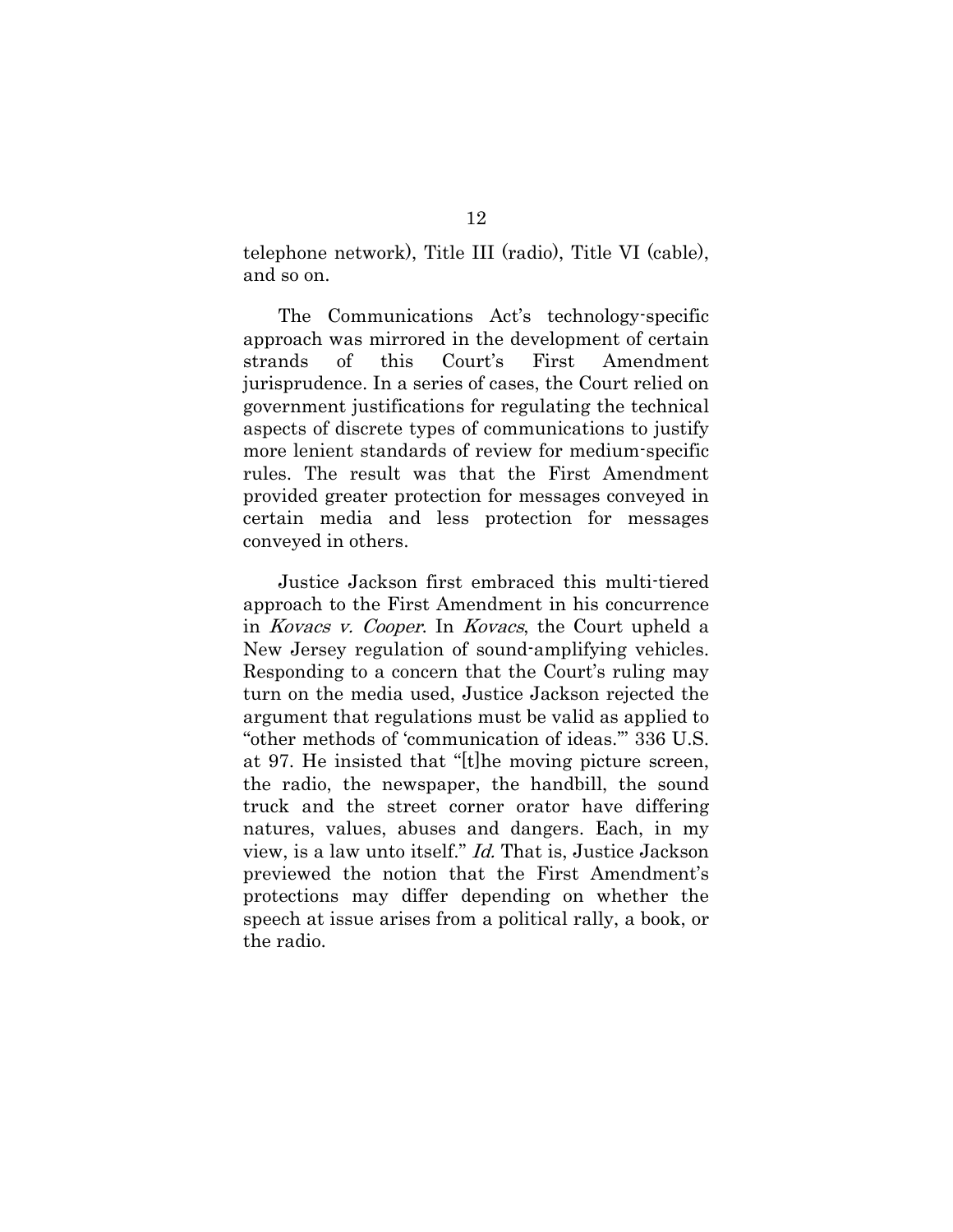telephone network), Title III (radio), Title VI (cable), and so on.

The Communications Act's technology-specific approach was mirrored in the development of certain strands of this Court's First Amendment jurisprudence. In a series of cases, the Court relied on government justifications for regulating the technical aspects of discrete types of communications to justify more lenient standards of review for medium-specific rules. The result was that the First Amendment provided greater protection for messages conveyed in certain media and less protection for messages conveyed in others.

Justice Jackson first embraced this multi-tiered approach to the First Amendment in his concurrence in *Kovacs v. Cooper*. In *Kovacs*, the Court upheld a New Jersey regulation of sound-amplifying vehicles. Responding to a concern that the Court's ruling may turn on the media used, Justice Jackson rejected the argument that regulations must be valid as applied to "other methods of 'communication of ideas.'" 336 U.S. at 97. He insisted that "[t]he moving picture screen, the radio, the newspaper, the handbill, the sound truck and the street corner orator have differing natures, values, abuses and dangers. Each, in my view, is a law unto itself." *Id.* That is, Justice Jackson previewed the notion that the First Amendment's protections may differ depending on whether the speech at issue arises from a political rally, a book, or the radio.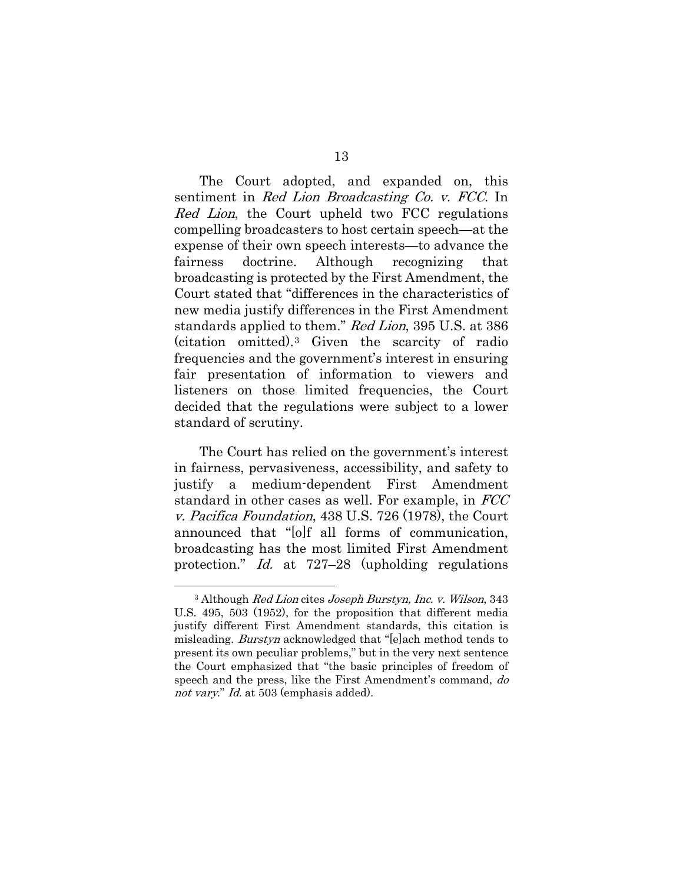The Court adopted, and expanded on, this sentiment in *Red Lion Broadcasting Co. v. FCC*. In *Red Lion*, the Court upheld two FCC regulations compelling broadcasters to host certain speech—at the expense of their own speech interests—to advance the fairness doctrine. Although recognizing that broadcasting is protected by the First Amendment, the Court stated that "differences in the characteristics of new media justify differences in the First Amendment standards applied to them." *Red Lion*, 395 U.S. at 386 (citation omitted).[3] Given the scarcity of radio frequencies and the government's interest in ensuring fair presentation of information to viewers and listeners on those limited frequencies, the Court decided that the regulations were subject to a lower standard of scrutiny.

The Court has relied on the government's interest in fairness, pervasiveness, accessibility, and safety to justify a medium-dependent First Amendment standard in other cases as well. For example, in *FCC v. Pacifica Foundation*, 438 U.S. 726 (1978), the Court announced that "[o]f all forms of communication, broadcasting has the most limited First Amendment protection." *Id.* at 727–28 (upholding regulations

---

[3] Although *Red Lion* cites *Joseph Burstyn, Inc. v. Wilson*, 343 U.S. 495, 503 (1952), for the proposition that different media justify different First Amendment standards, this citation is misleading. *Burstyn* acknowledged that "[e]ach method tends to present its own peculiar problems," but in the very next sentence the Court emphasized that "the basic principles of freedom of speech and the press, like the First Amendment's command, *do not vary*." *Id.* at 503 (emphasis added).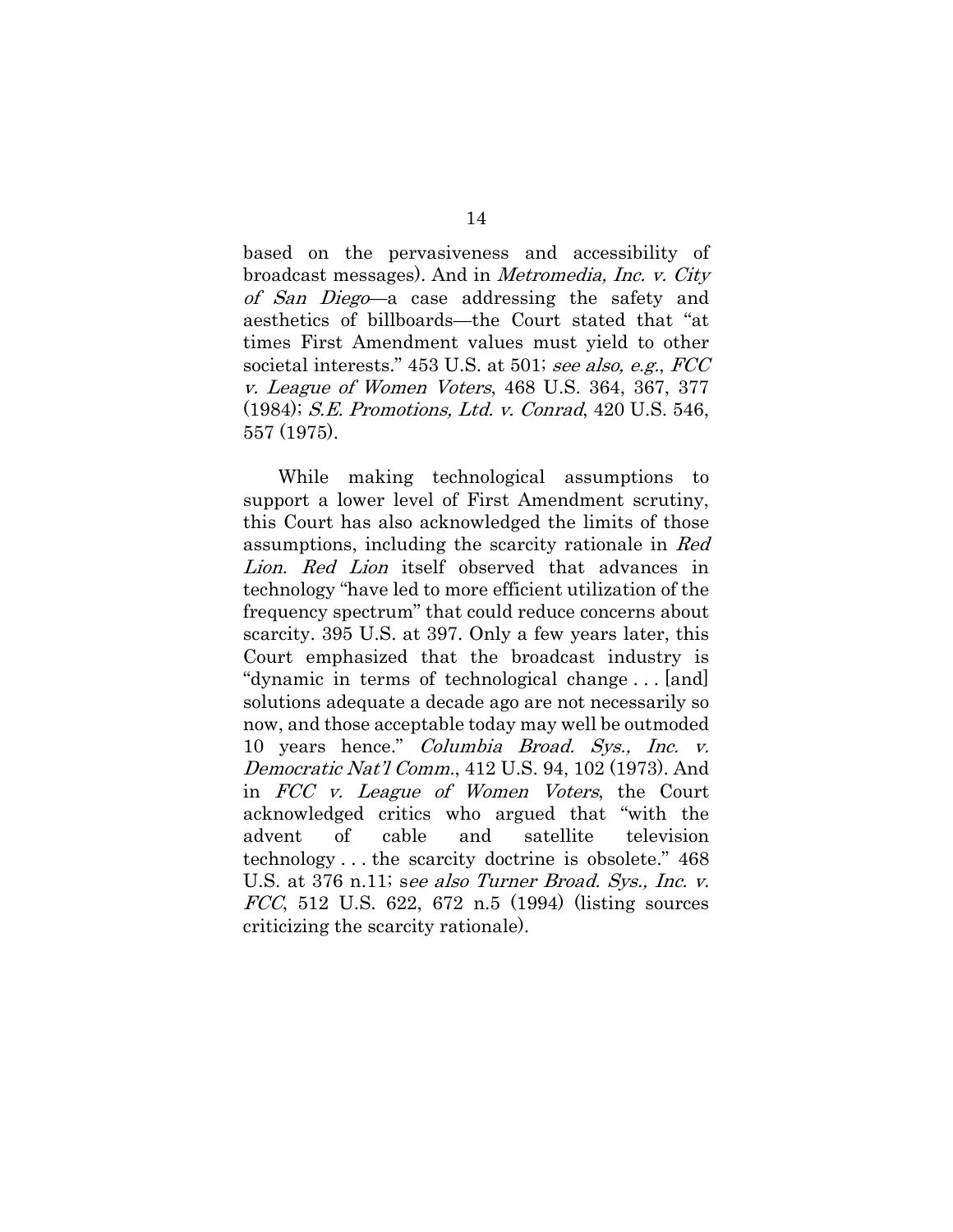based on the pervasiveness and accessibility of broadcast messages). And in *Metromedia, Inc. v. City of San Diego*—a case addressing the safety and aesthetics of billboards—the Court stated that "at times First Amendment values must yield to other societal interests." 453 U.S. at 501; *see also, e.g.*, *FCC v. League of Women Voters*, 468 U.S. 364, 367, 377 (1984); *S.E. Promotions, Ltd. v. Conrad*, 420 U.S. 546, 557 (1975).

While making technological assumptions to support a lower level of First Amendment scrutiny, this Court has also acknowledged the limits of those assumptions, including the scarcity rationale in *Red Lion*. *Red Lion* itself observed that advances in technology "have led to more efficient utilization of the frequency spectrum" that could reduce concerns about scarcity. 395 U.S. at 397. Only a few years later, this Court emphasized that the broadcast industry is "dynamic in terms of technological change . . . [and] solutions adequate a decade ago are not necessarily so now, and those acceptable today may well be outmoded 10 years hence." *Columbia Broad. Sys., Inc. v. Democratic Nat'l Comm.*, 412 U.S. 94, 102 (1973). And in *FCC v. League of Women Voters*, the Court acknowledged critics who argued that "with the advent of cable and satellite television technology . . . the scarcity doctrine is obsolete." 468 U.S. at 376 n.11; s*ee also Turner Broad. Sys., Inc. v. FCC*, 512 U.S. 622, 672 n.5 (1994) (listing sources criticizing the scarcity rationale).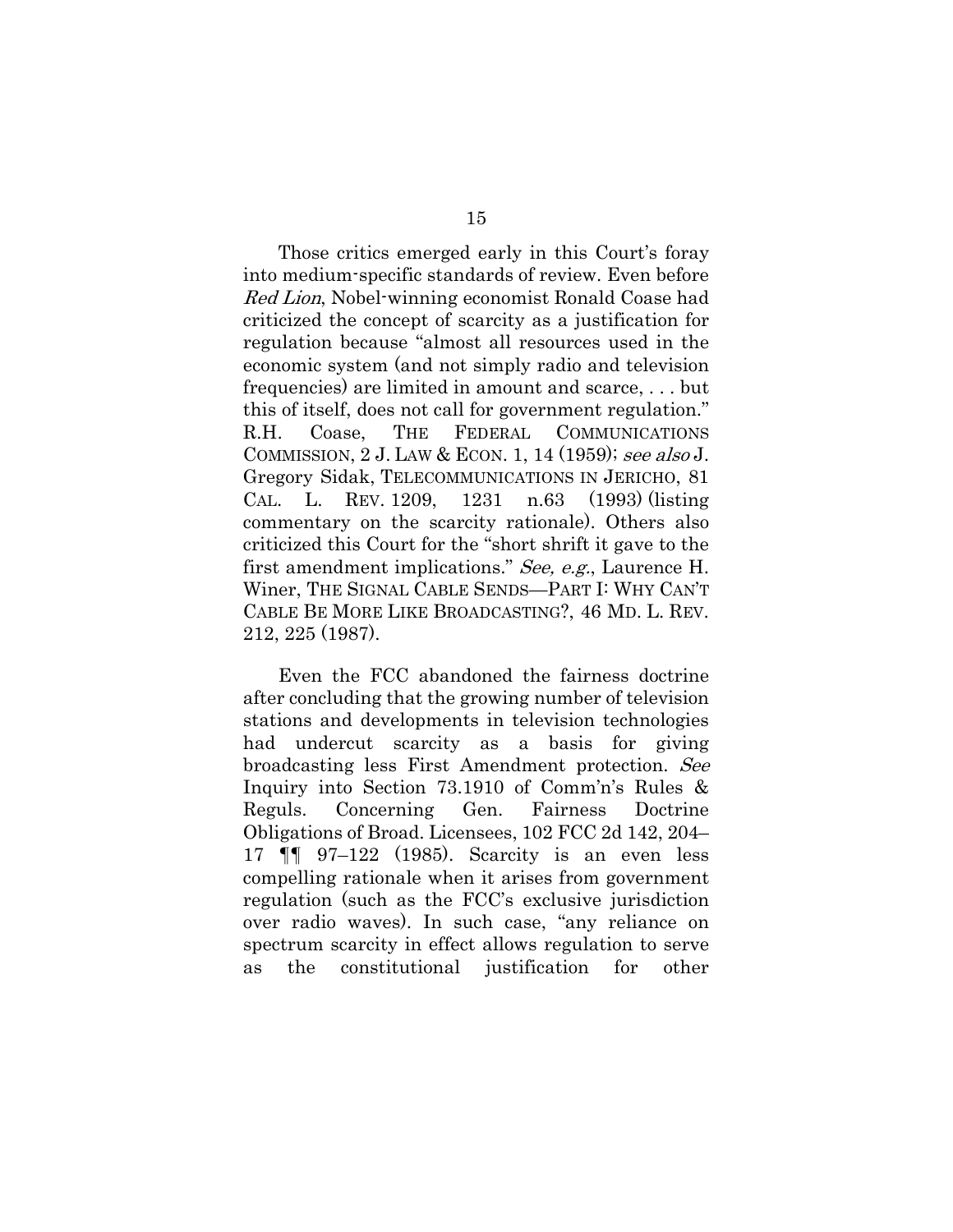Those critics emerged early in this Court's foray into medium-specific standards of review. Even before *Red Lion*, Nobel-winning economist Ronald Coase had criticized the concept of scarcity as a justification for regulation because "almost all resources used in the economic system (and not simply radio and television frequencies) are limited in amount and scarce, . . . but this of itself, does not call for government regulation." R.H. Coase, THE FEDERAL COMMUNICATIONS COMMISSION, 2 J. LAW & ECON. 1, 14 (1959); *see also* J. Gregory Sidak, TELECOMMUNICATIONS IN JERICHO, 81 CAL. L. REV. 1209, 1231 n.63 (1993) (listing commentary on the scarcity rationale). Others also criticized this Court for the "short shrift it gave to the first amendment implications." *See, e.g.*, Laurence H. Winer, THE SIGNAL CABLE SENDS—PART I: WHY CAN'T CABLE BE MORE LIKE BROADCASTING?, 46 MD. L. REV. 212, 225 (1987).

Even the FCC abandoned the fairness doctrine after concluding that the growing number of television stations and developments in television technologies had undercut scarcity as a basis for giving broadcasting less First Amendment protection. *See* Inquiry into Section 73.1910 of Comm'n's Rules & Reguls. Concerning Gen. Fairness Doctrine Obligations of Broad. Licensees, 102 FCC 2d 142, 204–17 ¶¶ 97–122 (1985). Scarcity is an even less compelling rationale when it arises from government regulation (such as the FCC's exclusive jurisdiction over radio waves). In such case, "any reliance on spectrum scarcity in effect allows regulation to serve as the constitutional justification for other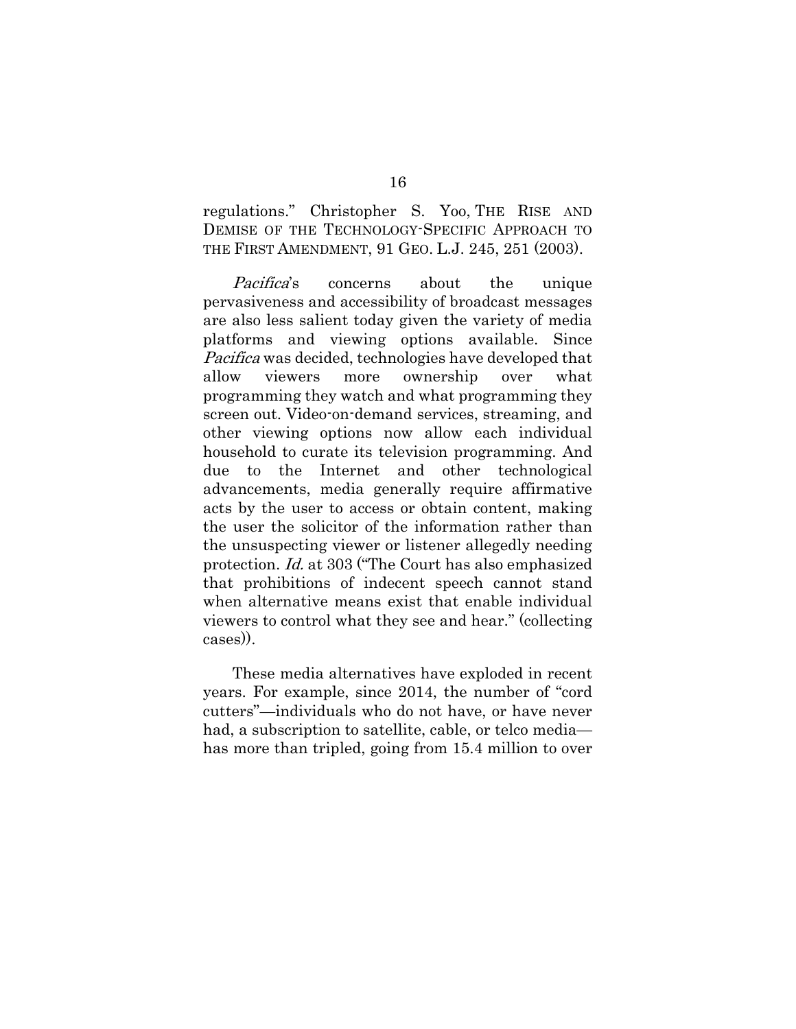regulations." Christopher S. Yoo, THE RISE AND DEMISE OF THE TECHNOLOGY-SPECIFIC APPROACH TO THE FIRST AMENDMENT, 91 GEO. L.J. 245, 251 (2003).

*Pacifica*'s concerns about the unique pervasiveness and accessibility of broadcast messages are also less salient today given the variety of media platforms and viewing options available. Since *Pacifica* was decided, technologies have developed that allow viewers more ownership over what programming they watch and what programming they screen out. Video-on-demand services, streaming, and other viewing options now allow each individual household to curate its television programming. And due to the Internet and other technological advancements, media generally require affirmative acts by the user to access or obtain content, making the user the solicitor of the information rather than the unsuspecting viewer or listener allegedly needing protection. *Id.* at 303 ("The Court has also emphasized that prohibitions of indecent speech cannot stand when alternative means exist that enable individual viewers to control what they see and hear." (collecting cases)).

These media alternatives have exploded in recent years. For example, since 2014, the number of "cord cutters"—individuals who do not have, or have never had, a subscription to satellite, cable, or telco media—has more than tripled, going from 15.4 million to over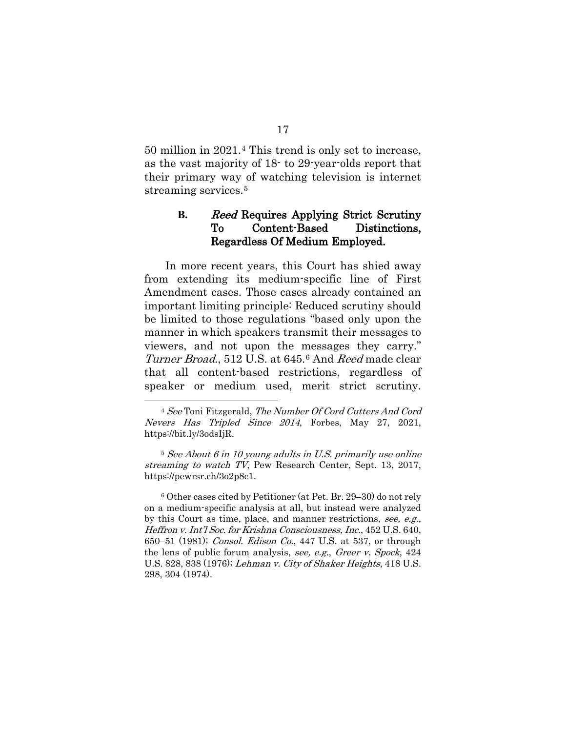50 million in 2021.[4] This trend is only set to increase, as the vast majority of 18- to 29-year-olds report that their primary way of watching television is internet streaming services.[5]

### B. *Reed* Requires Applying Strict Scrutiny To Content-Based Distinctions, Regardless Of Medium Employed.

In more recent years, this Court has shied away from extending its medium-specific line of First Amendment cases. Those cases already contained an important limiting principle: Reduced scrutiny should be limited to those regulations "based only upon the manner in which speakers transmit their messages to viewers, and not upon the messages they carry." *Turner Broad.*, 512 U.S. at 645.[6] And *Reed* made clear that all content-based restrictions, regardless of speaker or medium used, merit strict scrutiny.

---

[4] *See* Toni Fitzgerald, *The Number Of Cord Cutters And Cord Nevers Has Tripled Since 2014*, Forbes, May 27, 2021, https://bit.ly/3odsIjR.

[5] *See About 6 in 10 young adults in U.S. primarily use online streaming to watch TV*, Pew Research Center, Sept. 13, 2017, https://pewrsr.ch/3o2p8c1.

[6] Other cases cited by Petitioner (at Pet. Br. 29–30) do not rely on a medium-specific analysis at all, but instead were analyzed by this Court as time, place, and manner restrictions, *see, e.g.*, *Heffron v. Int'l Soc. for Krishna Consciousness, Inc.*, 452 U.S. 640, 650–51 (1981); *Consol. Edison Co.*, 447 U.S. at 537, or through the lens of public forum analysis, *see, e.g.*, *Greer v. Spock*, 424 U.S. 828, 838 (1976); *Lehman v. City of Shaker Heights*, 418 U.S. 298, 304 (1974).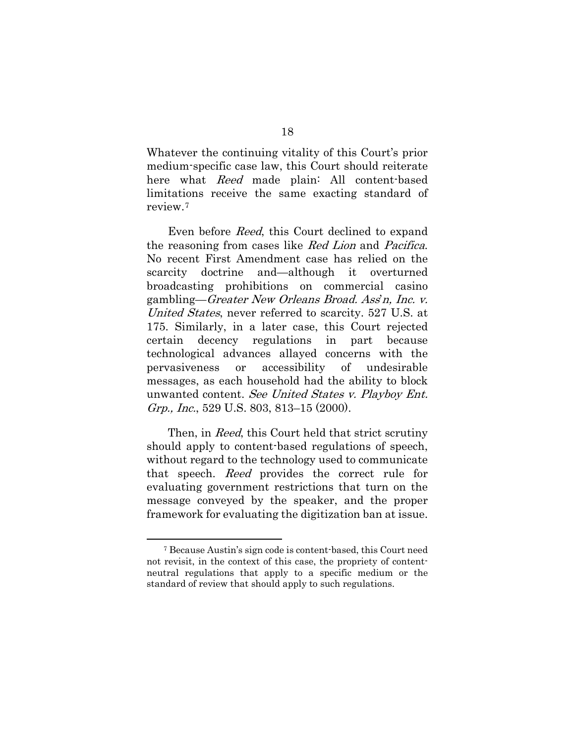Whatever the continuing vitality of this Court's prior medium-specific case law, this Court should reiterate here what *Reed* made plain: All content-based limitations receive the same exacting standard of review.[7]

Even before *Reed*, this Court declined to expand the reasoning from cases like *Red Lion* and *Pacifica*. No recent First Amendment case has relied on the scarcity doctrine and—although it overturned broadcasting prohibitions on commercial casino gambling—*Greater New Orleans Broad. Ass'n, Inc. v. United States*, never referred to scarcity. 527 U.S. at 175. Similarly, in a later case, this Court rejected certain decency regulations in part because technological advances allayed concerns with the pervasiveness or accessibility of undesirable messages, as each household had the ability to block unwanted content. *See United States v. Playboy Ent. Grp., Inc.*, 529 U.S. 803, 813–15 (2000).

Then, in *Reed*, this Court held that strict scrutiny should apply to content-based regulations of speech, without regard to the technology used to communicate that speech. *Reed* provides the correct rule for evaluating government restrictions that turn on the message conveyed by the speaker, and the proper framework for evaluating the digitization ban at issue.

---

[7] Because Austin's sign code is content-based, this Court need not revisit, in the context of this case, the propriety of content-neutral regulations that apply to a specific medium or the standard of review that should apply to such regulations.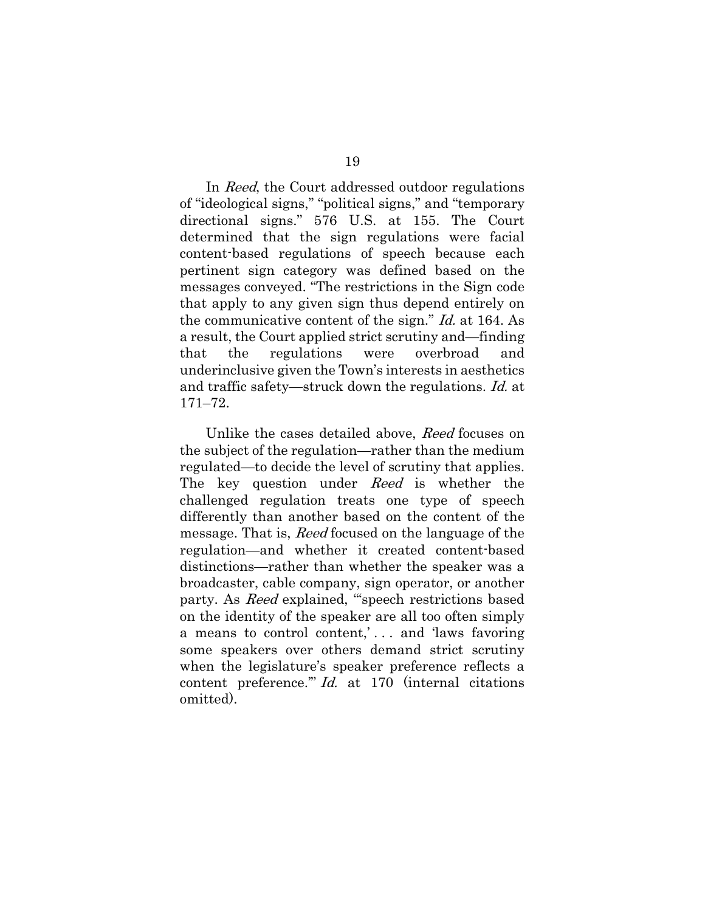In *Reed*, the Court addressed outdoor regulations of "ideological signs," "political signs," and "temporary directional signs." 576 U.S. at 155. The Court determined that the sign regulations were facial content-based regulations of speech because each pertinent sign category was defined based on the messages conveyed. "The restrictions in the Sign code that apply to any given sign thus depend entirely on the communicative content of the sign." *Id.* at 164. As a result, the Court applied strict scrutiny and—finding that the regulations were overbroad and underinclusive given the Town's interests in aesthetics and traffic safety—struck down the regulations. *Id.* at 171–72.

Unlike the cases detailed above, *Reed* focuses on the subject of the regulation—rather than the medium regulated—to decide the level of scrutiny that applies. The key question under *Reed* is whether the challenged regulation treats one type of speech differently than another based on the content of the message. That is, *Reed* focused on the language of the regulation—and whether it created content-based distinctions—rather than whether the speaker was a broadcaster, cable company, sign operator, or another party. As *Reed* explained, "'speech restrictions based on the identity of the speaker are all too often simply a means to control content,' . . . and 'laws favoring some speakers over others demand strict scrutiny when the legislature's speaker preference reflects a content preference.'" *Id.* at 170 (internal citations omitted).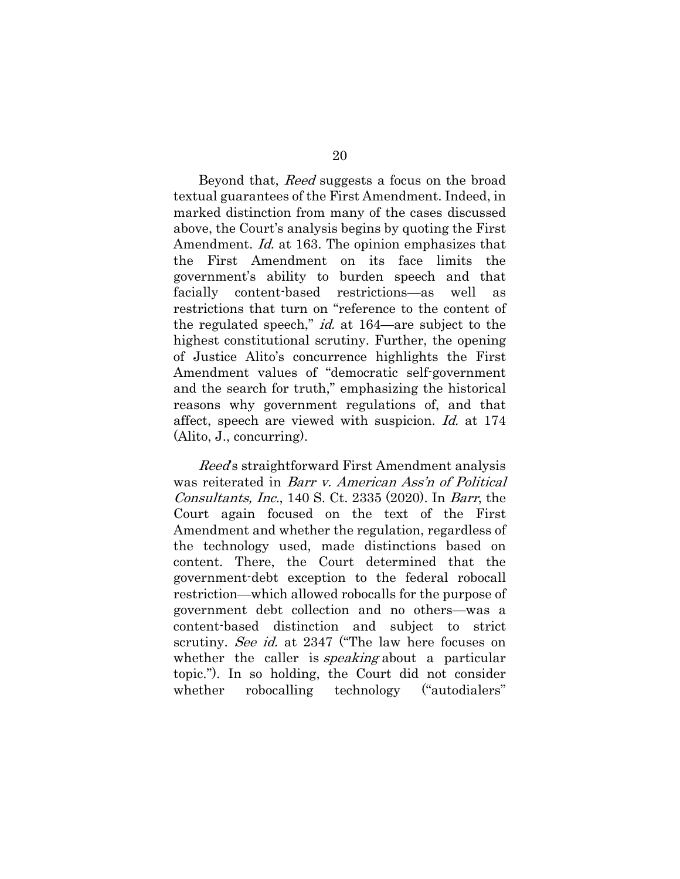Beyond that, *Reed* suggests a focus on the broad textual guarantees of the First Amendment. Indeed, in marked distinction from many of the cases discussed above, the Court's analysis begins by quoting the First Amendment. *Id.* at 163. The opinion emphasizes that the First Amendment on its face limits the government's ability to burden speech and that facially content-based restrictions—as well as restrictions that turn on "reference to the content of the regulated speech," *id.* at 164—are subject to the highest constitutional scrutiny. Further, the opening of Justice Alito's concurrence highlights the First Amendment values of "democratic self-government and the search for truth," emphasizing the historical reasons why government regulations of, and that affect, speech are viewed with suspicion. *Id.* at 174 (Alito, J., concurring).

*Reed*'s straightforward First Amendment analysis was reiterated in *Barr v. American Ass'n of Political Consultants, Inc.*, 140 S. Ct. 2335 (2020). In *Barr*, the Court again focused on the text of the First Amendment and whether the regulation, regardless of the technology used, made distinctions based on content. There, the Court determined that the government-debt exception to the federal robocall restriction—which allowed robocalls for the purpose of government debt collection and no others—was a content-based distinction and subject to strict scrutiny. *See id.* at 2347 ("The law here focuses on whether the caller is *speaking* about a particular topic."). In so holding, the Court did not consider whether robocalling technology ("autodialers"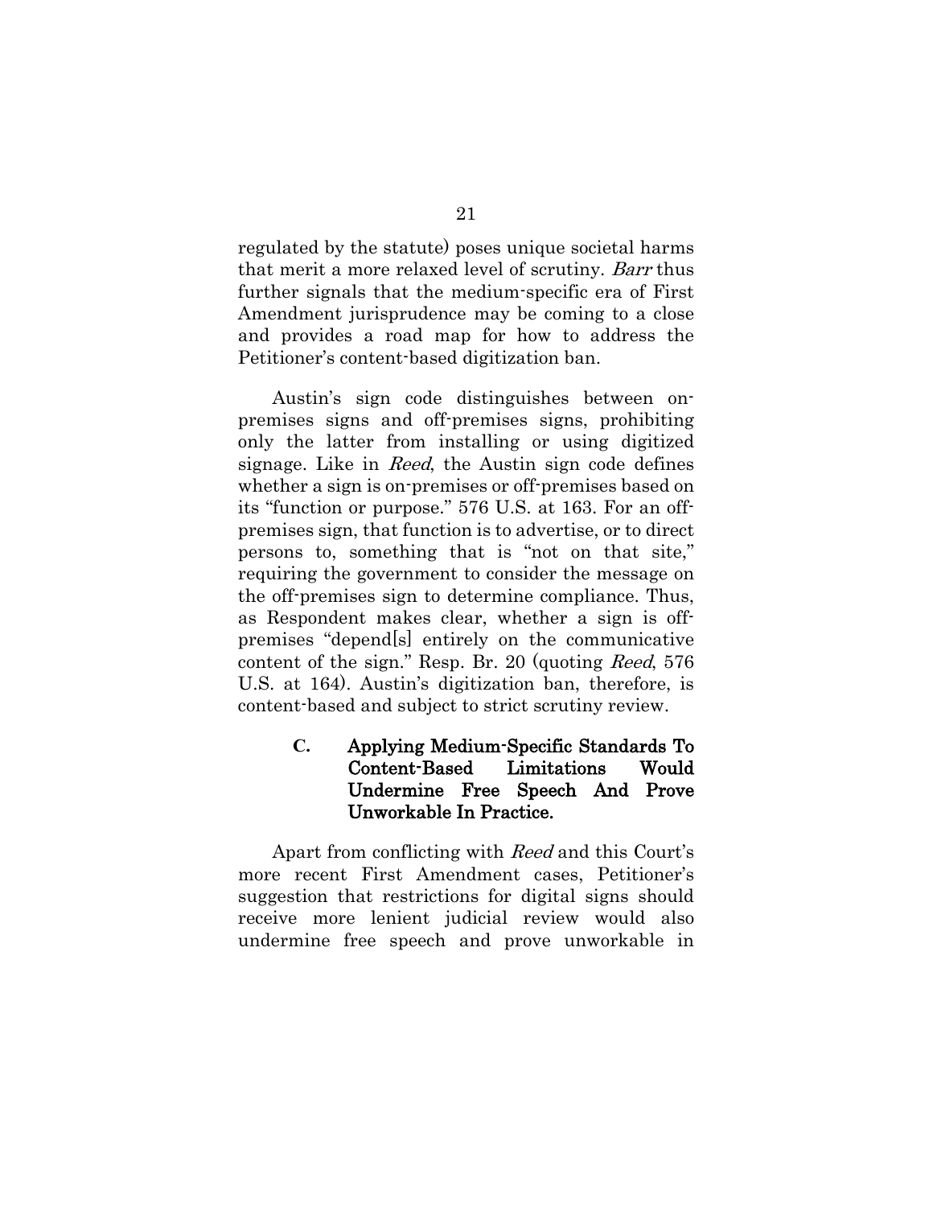regulated by the statute) poses unique societal harms that merit a more relaxed level of scrutiny. *Barr* thus further signals that the medium-specific era of First Amendment jurisprudence may be coming to a close and provides a road map for how to address the Petitioner's content-based digitization ban.

Austin's sign code distinguishes between on-premises signs and off-premises signs, prohibiting only the latter from installing or using digitized signage. Like in *Reed*, the Austin sign code defines whether a sign is on-premises or off-premises based on its "function or purpose." 576 U.S. at 163. For an off-premises sign, that function is to advertise, or to direct persons to, something that is "not on that site," requiring the government to consider the message on the off-premises sign to determine compliance. Thus, as Respondent makes clear, whether a sign is off-premises "depend[s] entirely on the communicative content of the sign." Resp. Br. 20 (quoting *Reed*, 576 U.S. at 164). Austin's digitization ban, therefore, is content-based and subject to strict scrutiny review.

### C. Applying Medium-Specific Standards To Content-Based Limitations Would Undermine Free Speech And Prove Unworkable In Practice.

Apart from conflicting with *Reed* and this Court's more recent First Amendment cases, Petitioner's suggestion that restrictions for digital signs should receive more lenient judicial review would also undermine free speech and prove unworkable in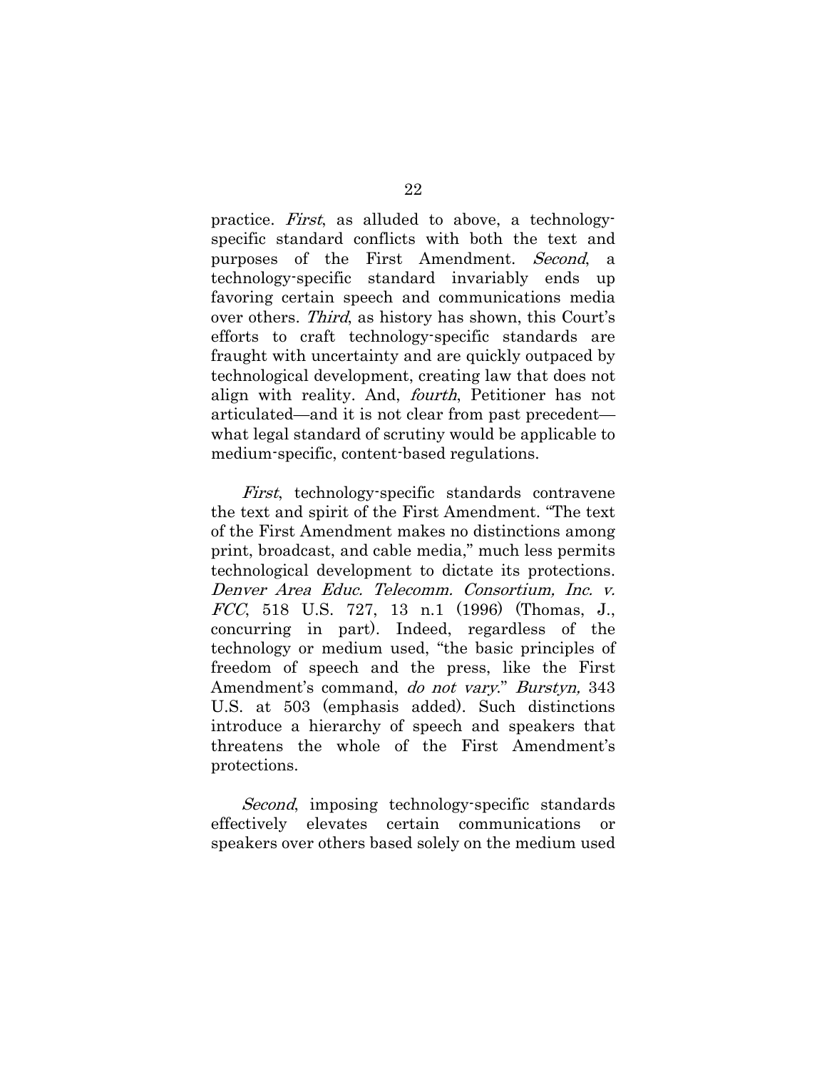practice. *First*, as alluded to above, a technology-specific standard conflicts with both the text and purposes of the First Amendment. *Second*, a technology-specific standard invariably ends up favoring certain speech and communications media over others. *Third*, as history has shown, this Court's efforts to craft technology-specific standards are fraught with uncertainty and are quickly outpaced by technological development, creating law that does not align with reality. And, *fourth*, Petitioner has not articulated—and it is not clear from past precedent—what legal standard of scrutiny would be applicable to medium-specific, content-based regulations.

*First*, technology-specific standards contravene the text and spirit of the First Amendment. "The text of the First Amendment makes no distinctions among print, broadcast, and cable media," much less permits technological development to dictate its protections. *Denver Area Educ. Telecomm. Consortium, Inc. v. FCC*, 518 U.S. 727, 13 n.1 (1996) (Thomas, J., concurring in part). Indeed, regardless of the technology or medium used, "the basic principles of freedom of speech and the press, like the First Amendment's command, *do not vary*." *Burstyn,* 343 U.S. at 503 (emphasis added). Such distinctions introduce a hierarchy of speech and speakers that threatens the whole of the First Amendment's protections.

*Second*, imposing technology-specific standards effectively elevates certain communications or speakers over others based solely on the medium used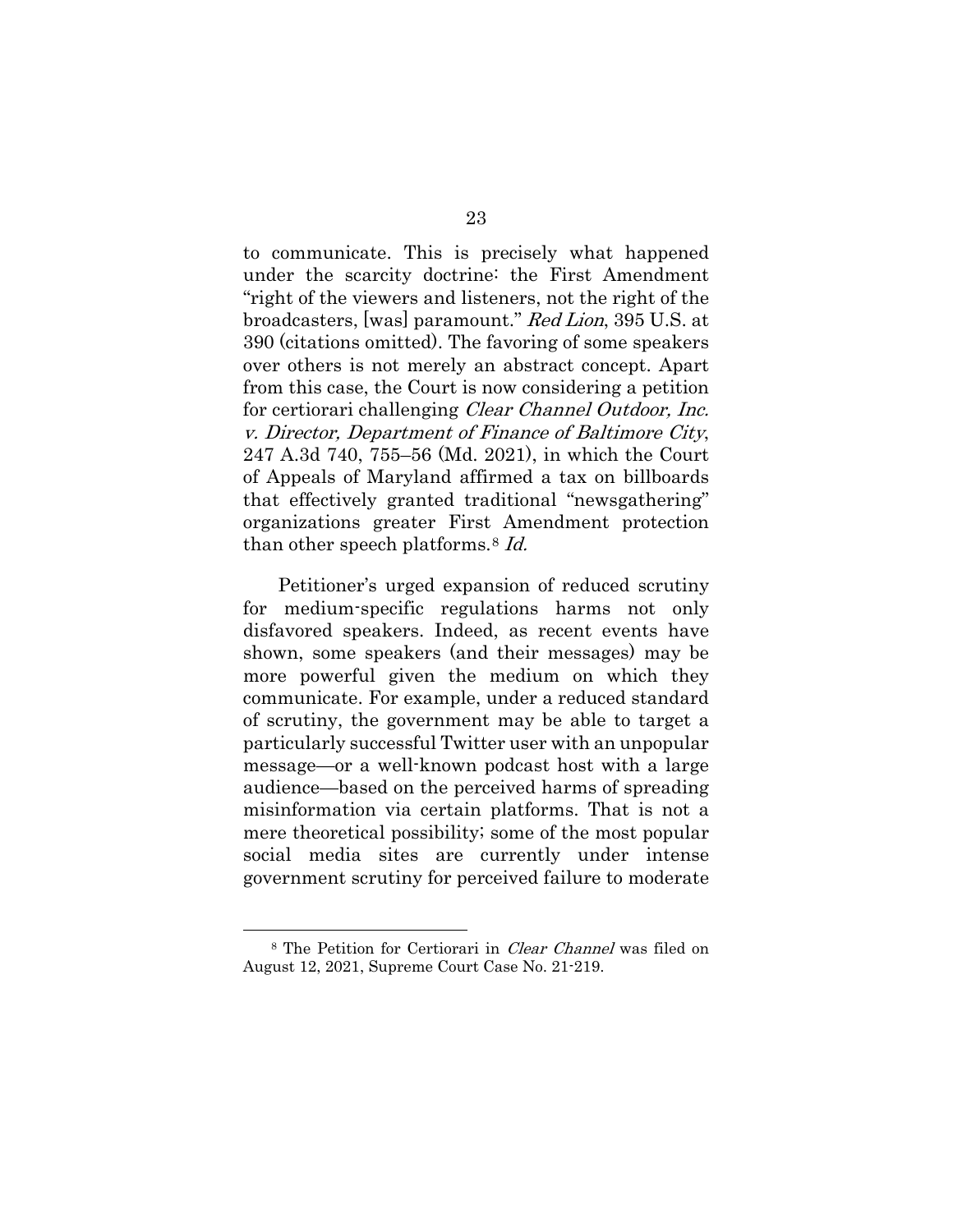to communicate. This is precisely what happened under the scarcity doctrine: the First Amendment "right of the viewers and listeners, not the right of the broadcasters, [was] paramount." *Red Lion*, 395 U.S. at 390 (citations omitted). The favoring of some speakers over others is not merely an abstract concept. Apart from this case, the Court is now considering a petition for certiorari challenging *Clear Channel Outdoor, Inc. v. Director, Department of Finance of Baltimore City*, 247 A.3d 740, 755–56 (Md. 2021), in which the Court of Appeals of Maryland affirmed a tax on billboards that effectively granted traditional "newsgathering" organizations greater First Amendment protection than other speech platforms.[8] *Id.*

Petitioner's urged expansion of reduced scrutiny for medium-specific regulations harms not only disfavored speakers. Indeed, as recent events have shown, some speakers (and their messages) may be more powerful given the medium on which they communicate. For example, under a reduced standard of scrutiny, the government may be able to target a particularly successful Twitter user with an unpopular message—or a well-known podcast host with a large audience—based on the perceived harms of spreading misinformation via certain platforms. That is not a mere theoretical possibility; some of the most popular social media sites are currently under intense government scrutiny for perceived failure to moderate

---

[8] The Petition for Certiorari in *Clear Channel* was filed on August 12, 2021, Supreme Court Case No. 21-219.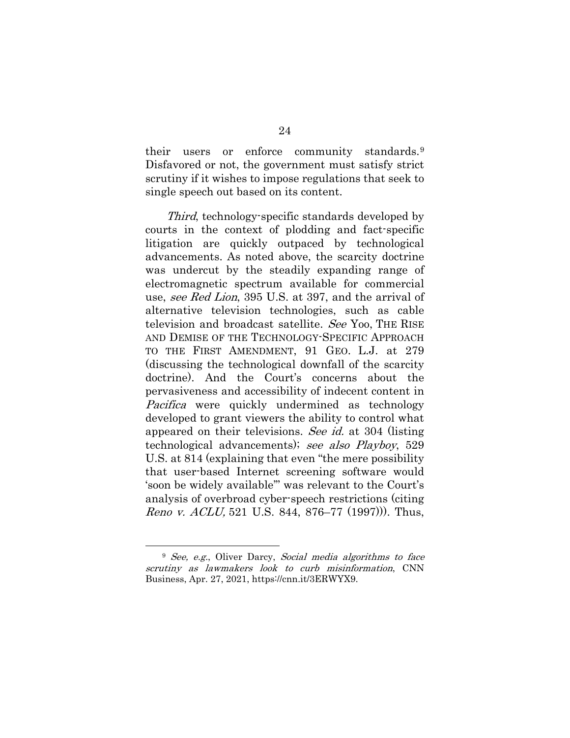their users or enforce community standards.[9] Disfavored or not, the government must satisfy strict scrutiny if it wishes to impose regulations that seek to single speech out based on its content.

*Third*, technology-specific standards developed by courts in the context of plodding and fact-specific litigation are quickly outpaced by technological advancements. As noted above, the scarcity doctrine was undercut by the steadily expanding range of electromagnetic spectrum available for commercial use, *see Red Lion*, 395 U.S. at 397, and the arrival of alternative television technologies, such as cable television and broadcast satellite. *See* Yoo, THE RISE AND DEMISE OF THE TECHNOLOGY-SPECIFIC APPROACH TO THE FIRST AMENDMENT, 91 GEO. L.J. at 279 (discussing the technological downfall of the scarcity doctrine). And the Court's concerns about the pervasiveness and accessibility of indecent content in *Pacifica* were quickly undermined as technology developed to grant viewers the ability to control what appeared on their televisions. *See id.* at 304 (listing technological advancements); *see also Playboy*, 529 U.S. at 814 (explaining that even "the mere possibility that user-based Internet screening software would 'soon be widely available'" was relevant to the Court's analysis of overbroad cyber-speech restrictions (citing *Reno v. ACLU,* 521 U.S. 844, 876–77 (1997))). Thus,

---

[9] *See, e.g.*, Oliver Darcy, *Social media algorithms to face scrutiny as lawmakers look to curb misinformation*, CNN Business, Apr. 27, 2021, https://cnn.it/3ERWYX9.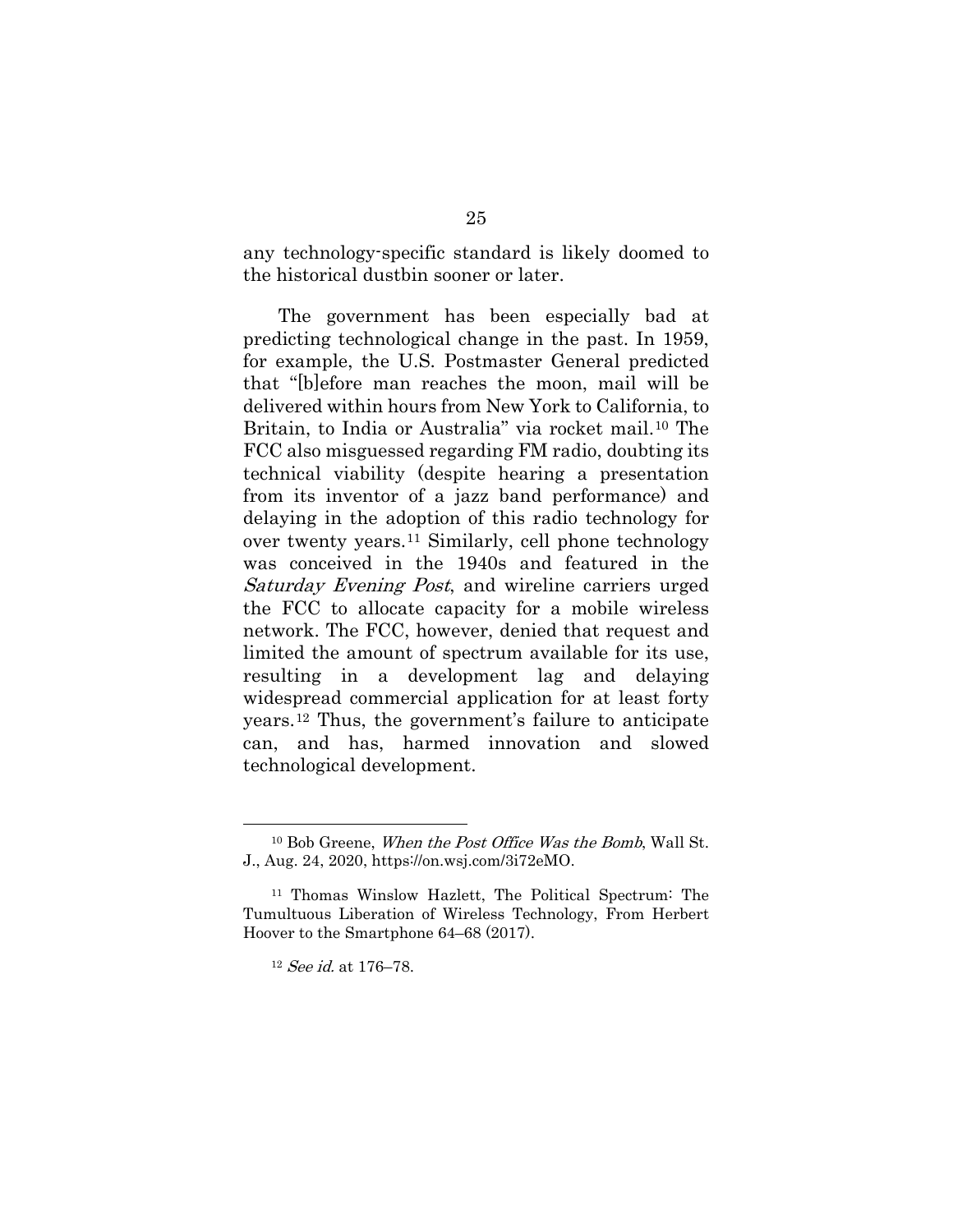any technology-specific standard is likely doomed to the historical dustbin sooner or later.

The government has been especially bad at predicting technological change in the past. In 1959, for example, the U.S. Postmaster General predicted that "[b]efore man reaches the moon, mail will be delivered within hours from New York to California, to Britain, to India or Australia" via rocket mail.[10] The FCC also misguessed regarding FM radio, doubting its technical viability (despite hearing a presentation from its inventor of a jazz band performance) and delaying in the adoption of this radio technology for over twenty years.[11] Similarly, cell phone technology was conceived in the 1940s and featured in the *Saturday Evening Post*, and wireline carriers urged the FCC to allocate capacity for a mobile wireless network. The FCC, however, denied that request and limited the amount of spectrum available for its use, resulting in a development lag and delaying widespread commercial application for at least forty years.[12] Thus, the government's failure to anticipate can, and has, harmed innovation and slowed technological development.

---

[10] Bob Greene, *When the Post Office Was the Bomb*, Wall St. J., Aug. 24, 2020, https://on.wsj.com/3i72eMO.

[11] Thomas Winslow Hazlett, The Political Spectrum: The Tumultuous Liberation of Wireless Technology, From Herbert Hoover to the Smartphone 64–68 (2017).

[12] *See id.* at 176–78.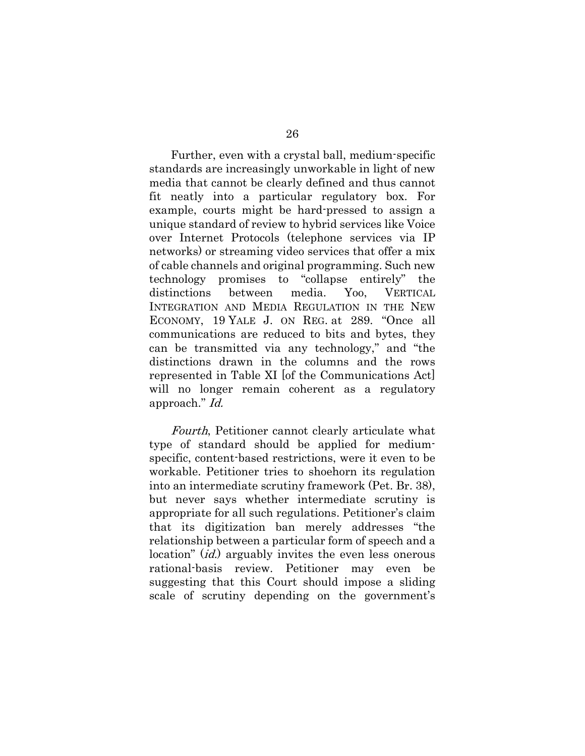Further, even with a crystal ball, medium-specific standards are increasingly unworkable in light of new media that cannot be clearly defined and thus cannot fit neatly into a particular regulatory box. For example, courts might be hard-pressed to assign a unique standard of review to hybrid services like Voice over Internet Protocols (telephone services via IP networks) or streaming video services that offer a mix of cable channels and original programming. Such new technology promises to "collapse entirely" the distinctions between media. Yoo, VERTICAL INTEGRATION AND MEDIA REGULATION IN THE NEW ECONOMY, 19 YALE J. ON REG. at 289. "Once all communications are reduced to bits and bytes, they can be transmitted via any technology," and "the distinctions drawn in the columns and the rows represented in Table XI [of the Communications Act] will no longer remain coherent as a regulatory approach." *Id.*

*Fourth*, Petitioner cannot clearly articulate what type of standard should be applied for medium-specific, content-based restrictions, were it even to be workable. Petitioner tries to shoehorn its regulation into an intermediate scrutiny framework (Pet. Br. 38), but never says whether intermediate scrutiny is appropriate for all such regulations. Petitioner's claim that its digitization ban merely addresses "the relationship between a particular form of speech and a location" (*id.*) arguably invites the even less onerous rational-basis review. Petitioner may even be suggesting that this Court should impose a sliding scale of scrutiny depending on the government's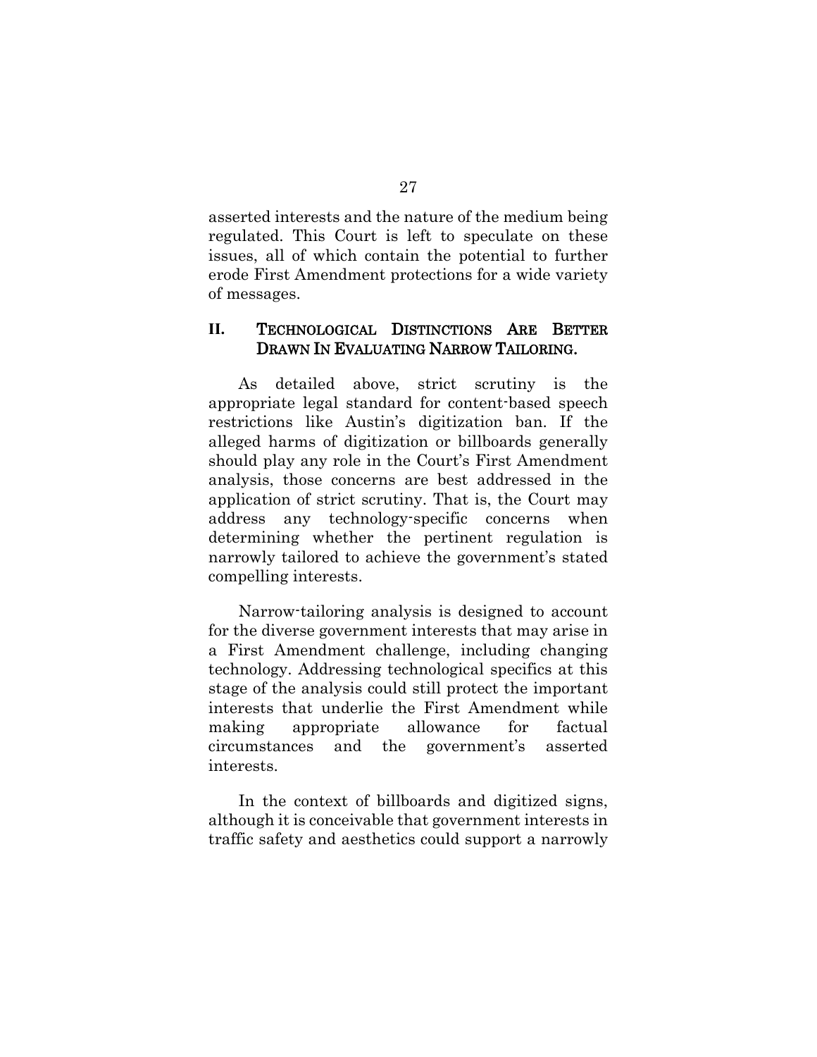asserted interests and the nature of the medium being regulated. This Court is left to speculate on these issues, all of which contain the potential to further erode First Amendment protections for a wide variety of messages.

## II. TECHNOLOGICAL DISTINCTIONS ARE BETTER DRAWN IN EVALUATING NARROW TAILORING.

As detailed above, strict scrutiny is the appropriate legal standard for content-based speech restrictions like Austin's digitization ban. If the alleged harms of digitization or billboards generally should play any role in the Court's First Amendment analysis, those concerns are best addressed in the application of strict scrutiny. That is, the Court may address any technology-specific concerns when determining whether the pertinent regulation is narrowly tailored to achieve the government's stated compelling interests.

Narrow-tailoring analysis is designed to account for the diverse government interests that may arise in a First Amendment challenge, including changing technology. Addressing technological specifics at this stage of the analysis could still protect the important interests that underlie the First Amendment while making appropriate allowance for factual circumstances and the government's asserted interests.

In the context of billboards and digitized signs, although it is conceivable that government interests in traffic safety and aesthetics could support a narrowly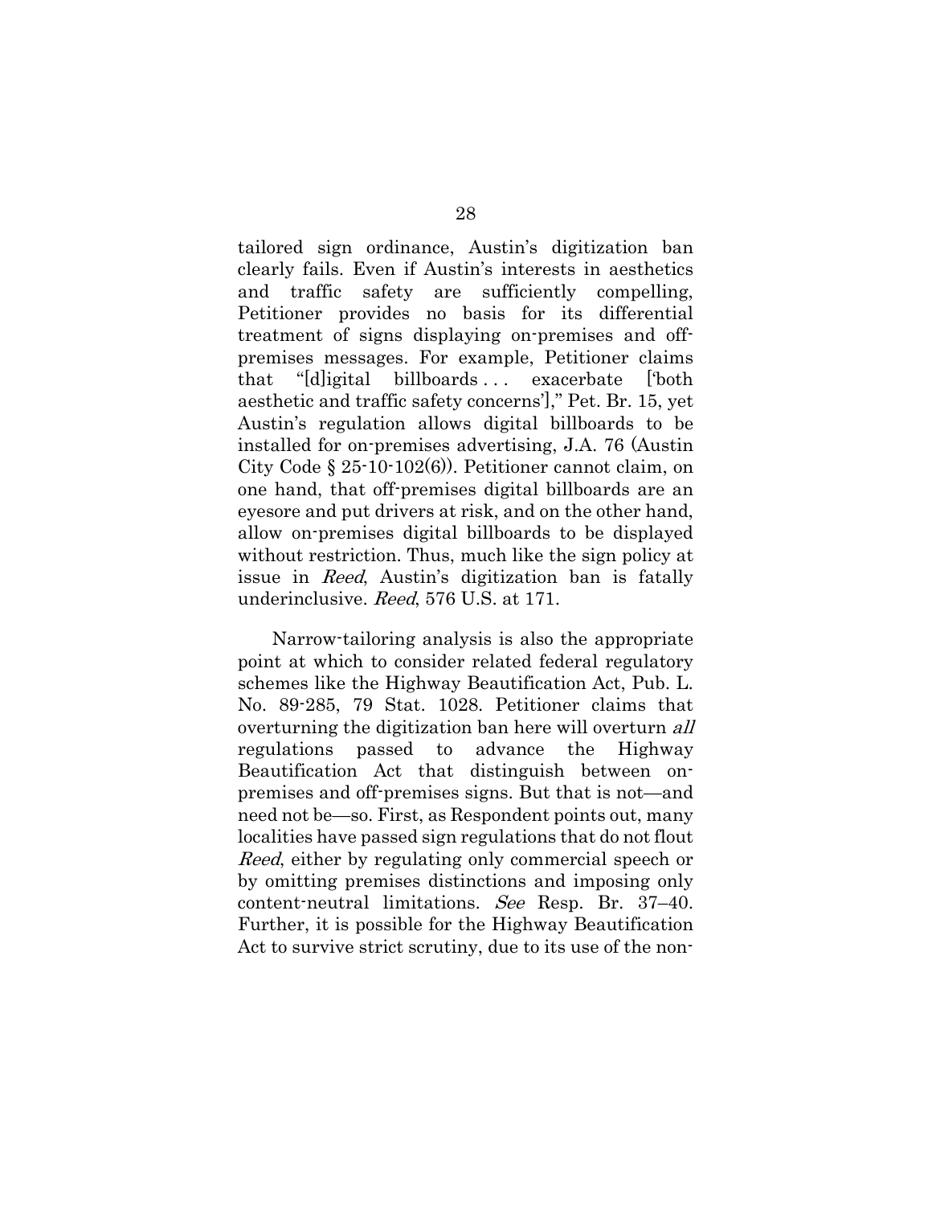tailored sign ordinance, Austin's digitization ban clearly fails. Even if Austin's interests in aesthetics and traffic safety are sufficiently compelling, Petitioner provides no basis for its differential treatment of signs displaying on-premises and off-premises messages. For example, Petitioner claims that "[d]igital billboards . . . exacerbate ['both aesthetic and traffic safety concerns']," Pet. Br. 15, yet Austin's regulation allows digital billboards to be installed for on-premises advertising, J.A. 76 (Austin City Code § 25-10-102(6)). Petitioner cannot claim, on one hand, that off-premises digital billboards are an eyesore and put drivers at risk, and on the other hand, allow on-premises digital billboards to be displayed without restriction. Thus, much like the sign policy at issue in *Reed*, Austin's digitization ban is fatally underinclusive. *Reed*, 576 U.S. at 171.

Narrow-tailoring analysis is also the appropriate point at which to consider related federal regulatory schemes like the Highway Beautification Act, Pub. L. No. 89-285, 79 Stat. 1028. Petitioner claims that overturning the digitization ban here will overturn *all* regulations passed to advance the Highway Beautification Act that distinguish between on-premises and off-premises signs. But that is not—and need not be—so. First, as Respondent points out, many localities have passed sign regulations that do not flout *Reed*, either by regulating only commercial speech or by omitting premises distinctions and imposing only content-neutral limitations. *See* Resp. Br. 37–40. Further, it is possible for the Highway Beautification Act to survive strict scrutiny, due to its use of the non-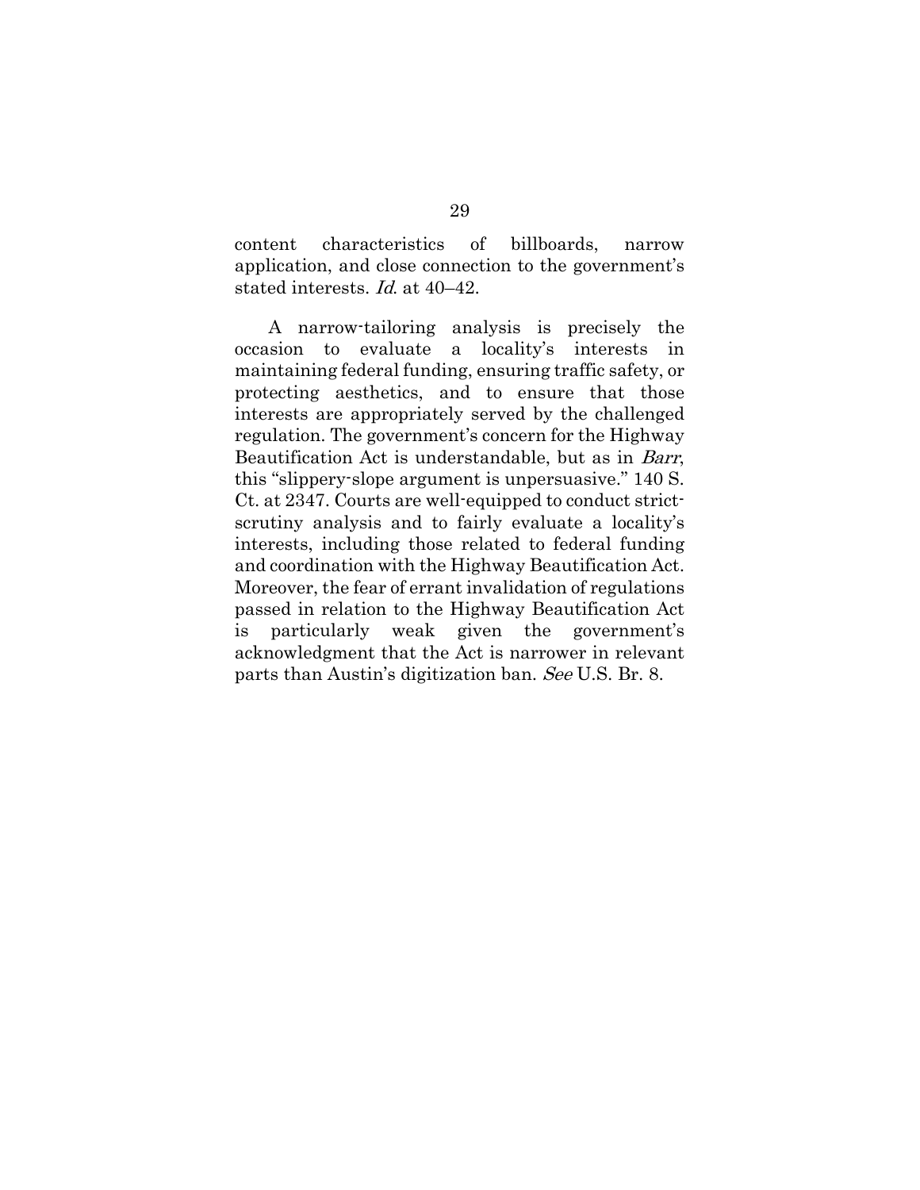content characteristics of billboards, narrow application, and close connection to the government's stated interests. *Id.* at 40–42.

A narrow-tailoring analysis is precisely the occasion to evaluate a locality's interests in maintaining federal funding, ensuring traffic safety, or protecting aesthetics, and to ensure that those interests are appropriately served by the challenged regulation. The government's concern for the Highway Beautification Act is understandable, but as in *Barr*, this "slippery-slope argument is unpersuasive." 140 S. Ct. at 2347. Courts are well-equipped to conduct strict-scrutiny analysis and to fairly evaluate a locality's interests, including those related to federal funding and coordination with the Highway Beautification Act. Moreover, the fear of errant invalidation of regulations passed in relation to the Highway Beautification Act is particularly weak given the government's acknowledgment that the Act is narrower in relevant parts than Austin's digitization ban. *See* U.S. Br. 8.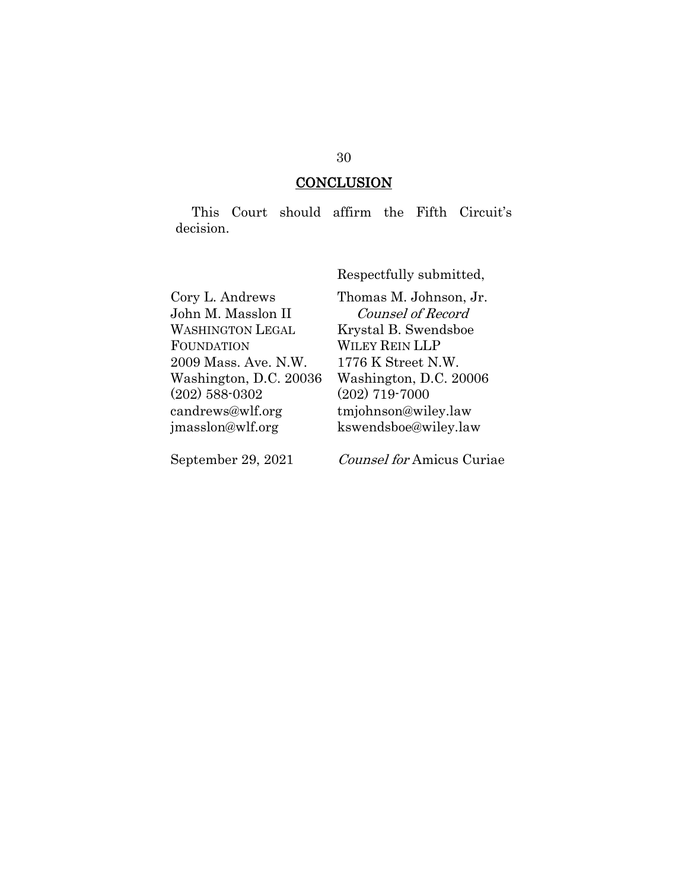## CONCLUSION

This Court should affirm the Fifth Circuit's decision.

Respectfully submitted,

Thomas M. Johnson, Jr.
*Counsel of Record*
Krystal B. Swendsboe
WILEY REIN LLP
1776 K Street N.W.
Washington, D.C. 20006
(202) 719-7000
tmjohnson@wiley.law
kswendsboe@wiley.law

Cory L. Andrews
John M. Masslon II
WASHINGTON LEGAL FOUNDATION
2009 Mass. Ave. N.W.
Washington, D.C. 20036
(202) 588-0302
candrews@wlf.org
jmasslon@wlf.org

September 29, 2021

*Counsel for* Amicus Curiae